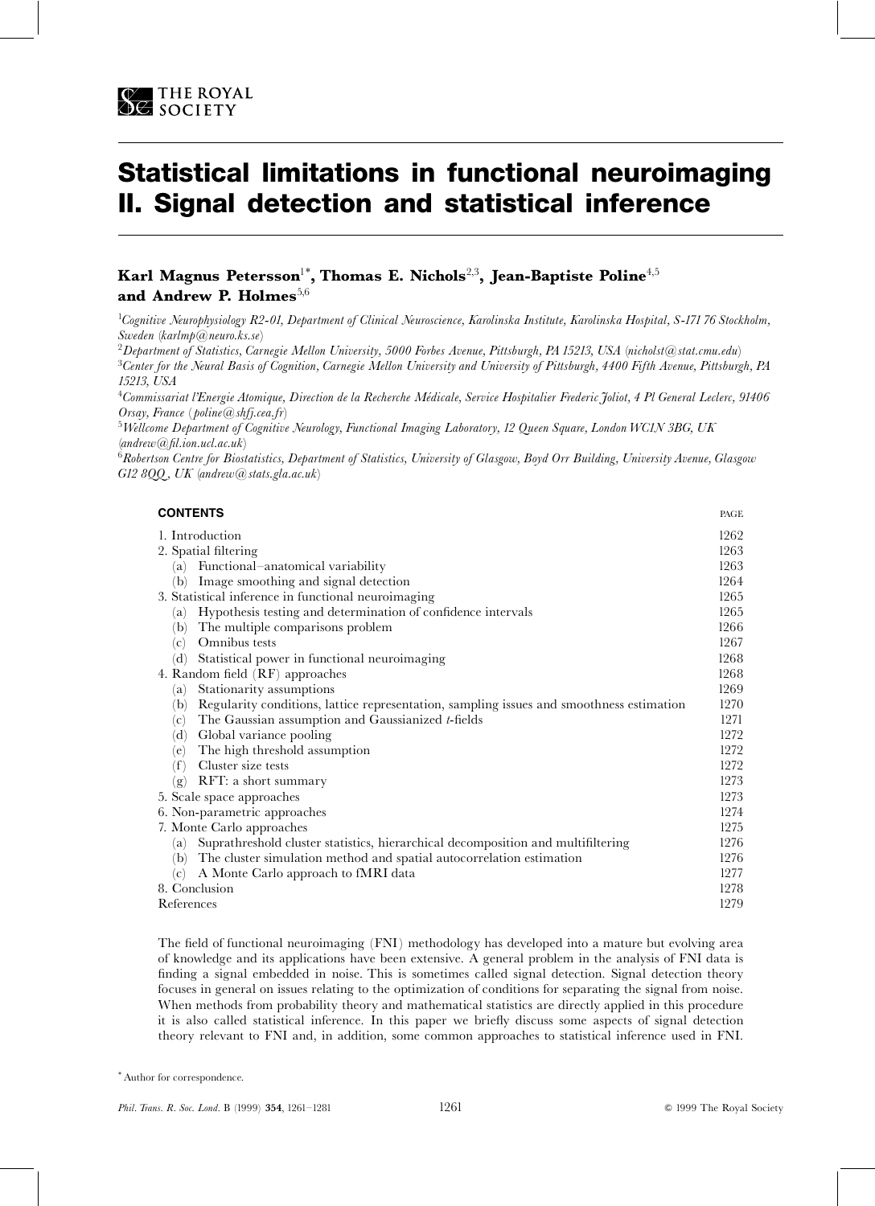THE ROYAL SOCIETY

# Statistical limitations in functional neuroimaging II. Signal detection and statistical inference

**Karl Magnus Petersson[1*], Thomas E. Nichols[2,3], Jean-Baptiste Poline[4,5] and Andrew P. Holmes[5,6]**

[1]*Cognitive Neurophysiology R2-01, Department of Clinical Neuroscience, Karolinska Institute, Karolinska Hospital, S-171 76 Stockholm, Sweden* (*karlmp@neuro.ks.se*)

[2]*Department of Statistics, Carnegie Mellon University, 5000 Forbes Avenue, Pittsburgh, PA 15213, USA* (*nicholst@stat.cmu.edu*)

[3]*Center for the Neural Basis of Cognition, Carnegie Mellon University and University of Pittsburgh, 4400 Fifth Avenue, Pittsburgh, PA 15213, USA*

[4]*Commissariat l'Energie Atomique, Direction de la Recherche Médicale, Service Hospitalier Frederic Joliot, 4 Pl General Leclerc, 91406 Orsay, France* (*poline@shfj.cea.fr*)

[5]*Wellcome Department of Cognitive Neurology, Functional Imaging Laboratory, 12 Queen Square, London WC1N 3BG, UK* (*andrew@fil.ion.ucl.ac.uk*)

[6]*Robertson Centre for Biostatistics, Department of Statistics, University of Glasgow, Boyd Orr Building, University Avenue, Glasgow G12 8QQ, UK* (*andrew@stats.gla.ac.uk*)

**CONTENTS**

| | PAGE |
|---|---|
| 1. Introduction | 1262 |
| 2. Spatial filtering | 1263 |
| (a) Functional–anatomical variability | 1263 |
| (b) Image smoothing and signal detection | 1264 |
| 3. Statistical inference in functional neuroimaging | 1265 |
| (a) Hypothesis testing and determination of confidence intervals | 1265 |
| (b) The multiple comparisons problem | 1266 |
| (c) Omnibus tests | 1267 |
| (d) Statistical power in functional neuroimaging | 1268 |
| 4. Random field (RF) approaches | 1268 |
| (a) Stationarity assumptions | 1269 |
| (b) Regularity conditions, lattice representation, sampling issues and smoothness estimation | 1270 |
| (c) The Gaussian assumption and Gaussianized *t*-fields | 1271 |
| (d) Global variance pooling | 1272 |
| (e) The high threshold assumption | 1272 |
| (f) Cluster size tests | 1272 |
| (g) RFT: a short summary | 1273 |
| 5. Scale space approaches | 1273 |
| 6. Non-parametric approaches | 1274 |
| 7. Monte Carlo approaches | 1275 |
| (a) Suprathreshold cluster statistics, hierarchical decomposition and multifiltering | 1276 |
| (b) The cluster simulation method and spatial autocorrelation estimation | 1276 |
| (c) A Monte Carlo approach to fMRI data | 1277 |
| 8. Conclusion | 1278 |
| References | 1279 |

The field of functional neuroimaging (FNI) methodology has developed into a mature but evolving area of knowledge and its applications have been extensive. A general problem in the analysis of FNI data is finding a signal embedded in noise. This is sometimes called signal detection. Signal detection theory focuses in general on issues relating to the optimization of conditions for separating the signal from noise. When methods from probability theory and mathematical statistics are directly applied in this procedure it is also called statistical inference. In this paper we briefly discuss some aspects of signal detection theory relevant to FNI and, in addition, some common approaches to statistical inference used in FNI.

\* Author for correspondence.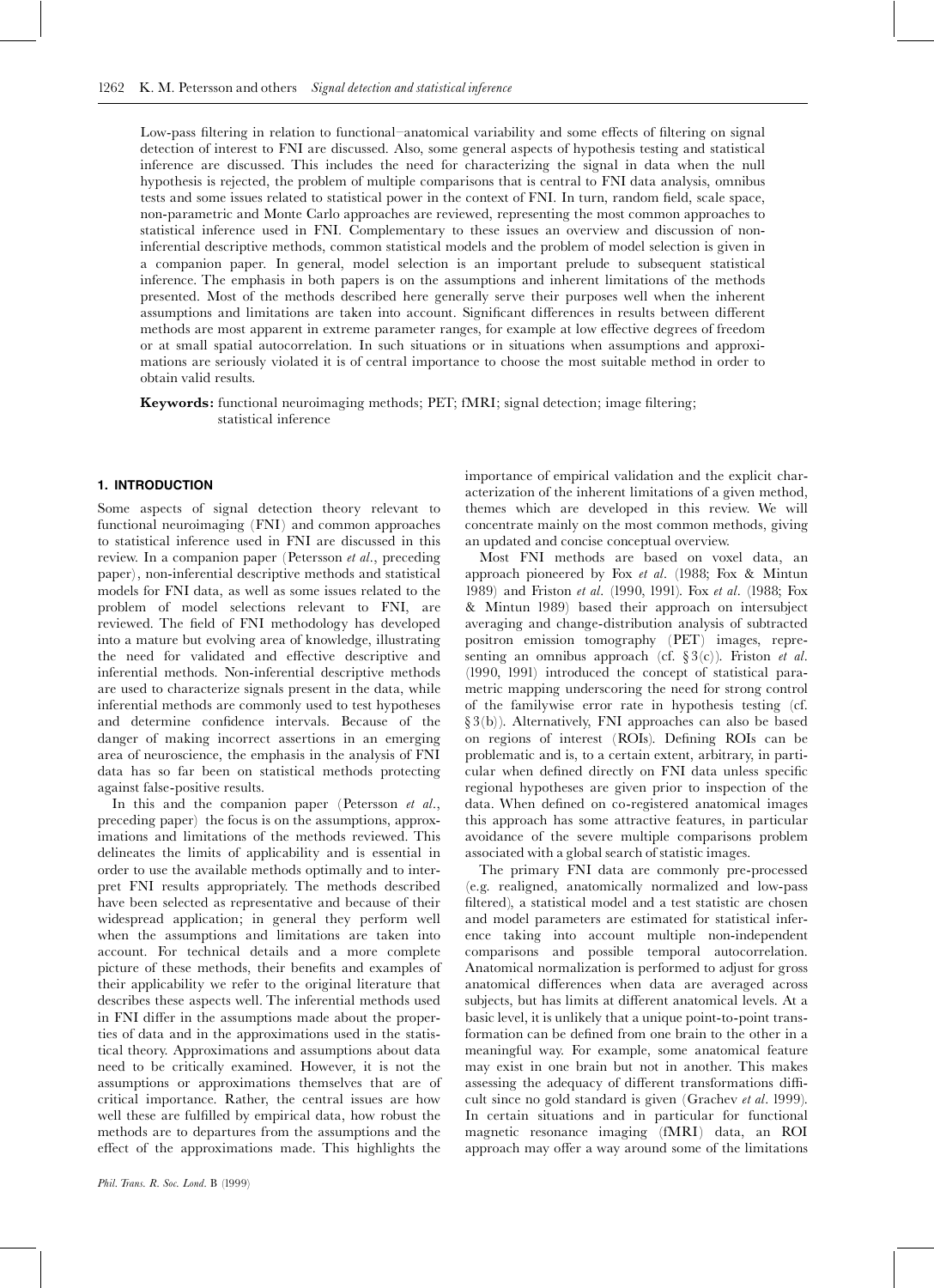Low-pass filtering in relation to functional–anatomical variability and some effects of filtering on signal detection of interest to FNI are discussed. Also, some general aspects of hypothesis testing and statistical inference are discussed. This includes the need for characterizing the signal in data when the null hypothesis is rejected, the problem of multiple comparisons that is central to FNI data analysis, omnibus tests and some issues related to statistical power in the context of FNI. In turn, random field, scale space, non-parametric and Monte Carlo approaches are reviewed, representing the most common approaches to statistical inference used in FNI. Complementary to these issues an overview and discussion of non-inferential descriptive methods, common statistical models and the problem of model selection is given in a companion paper. In general, model selection is an important prelude to subsequent statistical inference. The emphasis in both papers is on the assumptions and inherent limitations of the methods presented. Most of the methods described here generally serve their purposes well when the inherent assumptions and limitations are taken into account. Significant differences in results between different methods are most apparent in extreme parameter ranges, for example at low effective degrees of freedom or at small spatial autocorrelation. In such situations or in situations when assumptions and approximations are seriously violated it is of central importance to choose the most suitable method in order to obtain valid results.

**Keywords:** functional neuroimaging methods; PET; fMRI; signal detection; image filtering; statistical inference

## 1. INTRODUCTION

Some aspects of signal detection theory relevant to functional neuroimaging (FNI) and common approaches to statistical inference used in FNI are discussed in this review. In a companion paper (Petersson *et al*., preceding paper), non-inferential descriptive methods and statistical models for FNI data, as well as some issues related to the problem of model selections relevant to FNI, are reviewed. The field of FNI methodology has developed into a mature but evolving area of knowledge, illustrating the need for validated and effective descriptive and inferential methods. Non-inferential descriptive methods are used to characterize signals present in the data, while inferential methods are commonly used to test hypotheses and determine confidence intervals. Because of the danger of making incorrect assertions in an emerging area of neuroscience, the emphasis in the analysis of FNI data has so far been on statistical methods protecting against false-positive results.

In this and the companion paper (Petersson *et al*., preceding paper) the focus is on the assumptions, approximations and limitations of the methods reviewed. This delineates the limits of applicability and is essential in order to use the available methods optimally and to interpret FNI results appropriately. The methods described have been selected as representative and because of their widespread application; in general they perform well when the assumptions and limitations are taken into account. For technical details and a more complete picture of these methods, their benefits and examples of their applicability we refer to the original literature that describes these aspects well. The inferential methods used in FNI differ in the assumptions made about the properties of data and in the approximations used in the statistical theory. Approximations and assumptions about data need to be critically examined. However, it is not the assumptions or approximations themselves that are of critical importance. Rather, the central issues are how well these are fulfilled by empirical data, how robust the methods are to departures from the assumptions and the effect of the approximations made. This highlights the importance of empirical validation and the explicit characterization of the inherent limitations of a given method, themes which are developed in this review. We will concentrate mainly on the most common methods, giving an updated and concise conceptual overview.

Most FNI methods are based on voxel data, an approach pioneered by Fox *et al*. (1988; Fox & Mintun 1989) and Friston *et al*. (1990, 1991). Fox *et al*. (1988; Fox & Mintun 1989) based their approach on intersubject averaging and change-distribution analysis of subtracted positron emission tomography (PET) images, representing an omnibus approach (cf. § 3(c)). Friston *et al*. (1990, 1991) introduced the concept of statistical parametric mapping underscoring the need for strong control of the familywise error rate in hypothesis testing (cf. § 3(b)). Alternatively, FNI approaches can also be based on regions of interest (ROIs). Defining ROIs can be problematic and is, to a certain extent, arbitrary, in particular when defined directly on FNI data unless specific regional hypotheses are given prior to inspection of the data. When defined on co-registered anatomical images this approach has some attractive features, in particular avoidance of the severe multiple comparisons problem associated with a global search of statistic images.

The primary FNI data are commonly pre-processed (e.g. realigned, anatomically normalized and low-pass filtered), a statistical model and a test statistic are chosen and model parameters are estimated for statistical inference taking into account multiple non-independent comparisons and possible temporal autocorrelation. Anatomical normalization is performed to adjust for gross anatomical differences when data are averaged across subjects, but has limits at different anatomical levels. At a basic level, it is unlikely that a unique point-to-point transformation can be defined from one brain to the other in a meaningful way. For example, some anatomical feature may exist in one brain but not in another. This makes assessing the adequacy of different transformations difficult since no gold standard is given (Grachev *et al*. 1999). In certain situations and in particular for functional magnetic resonance imaging (fMRI) data, an ROI approach may offer a way around some of the limitations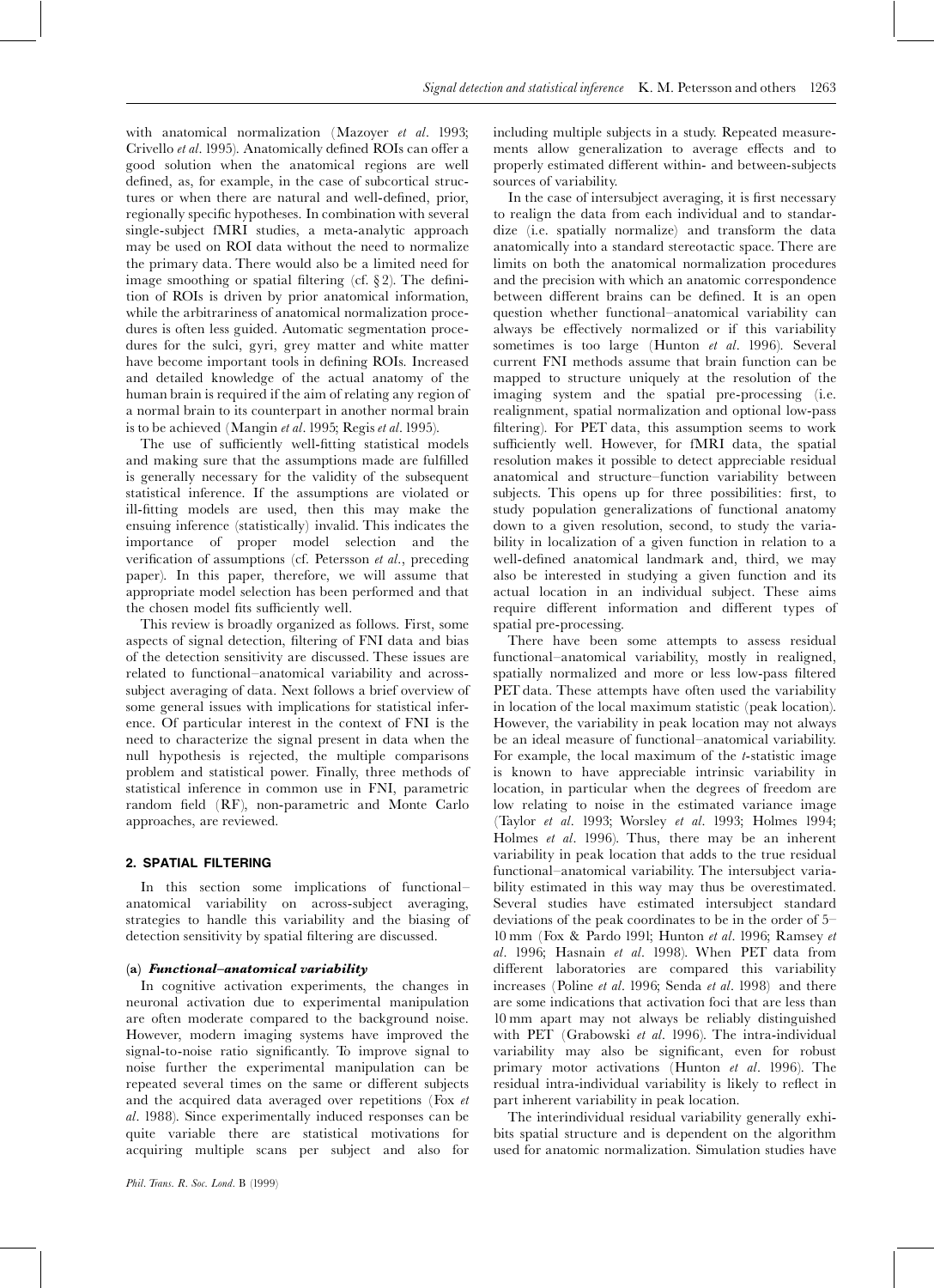with anatomical normalization (Mazoyer *et al.* 1993; Crivello *et al.* 1995). Anatomically defined ROIs can offer a good solution when the anatomical regions are well defined, as, for example, in the case of subcortical structures or when there are natural and well-defined, prior, regionally specific hypotheses. In combination with several single-subject fMRI studies, a meta-analytic approach may be used on ROI data without the need to normalize the primary data. There would also be a limited need for image smoothing or spatial filtering (cf. § 2). The definition of ROIs is driven by prior anatomical information, while the arbitrariness of anatomical normalization procedures is often less guided. Automatic segmentation procedures for the sulci, gyri, grey matter and white matter have become important tools in defining ROIs. Increased and detailed knowledge of the actual anatomy of the human brain is required if the aim of relating any region of a normal brain to its counterpart in another normal brain is to be achieved (Mangin *et al.* 1995; Regis *et al.* 1995).

The use of sufficiently well-fitting statistical models and making sure that the assumptions made are fulfilled is generally necessary for the validity of the subsequent statistical inference. If the assumptions are violated or ill-fitting models are used, then this may make the ensuing inference (statistically) invalid. This indicates the importance of proper model selection and the verification of assumptions (cf. Petersson *et al.*, preceding paper). In this paper, therefore, we will assume that appropriate model selection has been performed and that the chosen model fits sufficiently well.

This review is broadly organized as follows. First, some aspects of signal detection, filtering of FNI data and bias of the detection sensitivity are discussed. These issues are related to functional–anatomical variability and across-subject averaging of data. Next follows a brief overview of some general issues with implications for statistical inference. Of particular interest in the context of FNI is the need to characterize the signal present in data when the null hypothesis is rejected, the multiple comparisons problem and statistical power. Finally, three methods of statistical inference in common use in FNI, parametric random field (RF), non-parametric and Monte Carlo approaches, are reviewed.

## 2. SPATIAL FILTERING

In this section some implications of functional–anatomical variability on across-subject averaging, strategies to handle this variability and the biasing of detection sensitivity by spatial filtering are discussed.

### (a) *Functional–anatomical variability*

In cognitive activation experiments, the changes in neuronal activation due to experimental manipulation are often moderate compared to the background noise. However, modern imaging systems have improved the signal-to-noise ratio significantly. To improve signal to noise further the experimental manipulation can be repeated several times on the same or different subjects and the acquired data averaged over repetitions (Fox *et al.* 1988). Since experimentally induced responses can be quite variable there are statistical motivations for acquiring multiple scans per subject and also for including multiple subjects in a study. Repeated measurements allow generalization to average effects and to properly estimated different within- and between-subjects sources of variability.

In the case of intersubject averaging, it is first necessary to realign the data from each individual and to standardize (i.e. spatially normalize) and transform the data anatomically into a standard stereotactic space. There are limits on both the anatomical normalization procedures and the precision with which an anatomic correspondence between different brains can be defined. It is an open question whether functional–anatomical variability can always be effectively normalized or if this variability sometimes is too large (Hunton *et al.* 1996). Several current FNI methods assume that brain function can be mapped to structure uniquely at the resolution of the imaging system and the spatial pre-processing (i.e. realignment, spatial normalization and optional low-pass filtering). For PET data, this assumption seems to work sufficiently well. However, for fMRI data, the spatial resolution makes it possible to detect appreciable residual anatomical and structure–function variability between subjects. This opens up for three possibilities: first, to study population generalizations of functional anatomy down to a given resolution, second, to study the variability in localization of a given function in relation to a well-defined anatomical landmark and, third, we may also be interested in studying a given function and its actual location in an individual subject. These aims require different information and different types of spatial pre-processing.

There have been some attempts to assess residual functional–anatomical variability, mostly in realigned, spatially normalized and more or less low-pass filtered PET data. These attempts have often used the variability in location of the local maximum statistic (peak location). However, the variability in peak location may not always be an ideal measure of functional–anatomical variability. For example, the local maximum of the $t$-statistic image is known to have appreciable intrinsic variability in location, in particular when the degrees of freedom are low relating to noise in the estimated variance image (Taylor *et al.* 1993; Worsley *et al.* 1993; Holmes 1994; Holmes *et al.* 1996). Thus, there may be an inherent variability in peak location that adds to the true residual functional–anatomical variability. The intersubject variability estimated in this way may thus be overestimated. Several studies have estimated intersubject standard deviations of the peak coordinates to be in the order of 5–10 mm (Fox & Pardo 1991; Hunton *et al.* 1996; Ramsey *et al.* 1996; Hasnain *et al.* 1998). When PET data from different laboratories are compared this variability increases (Poline *et al.* 1996; Senda *et al.* 1998) and there are some indications that activation foci that are less than 10 mm apart may not always be reliably distinguished with PET (Grabowski *et al.* 1996). The intra-individual variability may also be significant, even for robust primary motor activations (Hunton *et al.* 1996). The residual intra-individual variability is likely to reflect in part inherent variability in peak location.

The interindividual residual variability generally exhibits spatial structure and is dependent on the algorithm used for anatomic normalization. Simulation studies have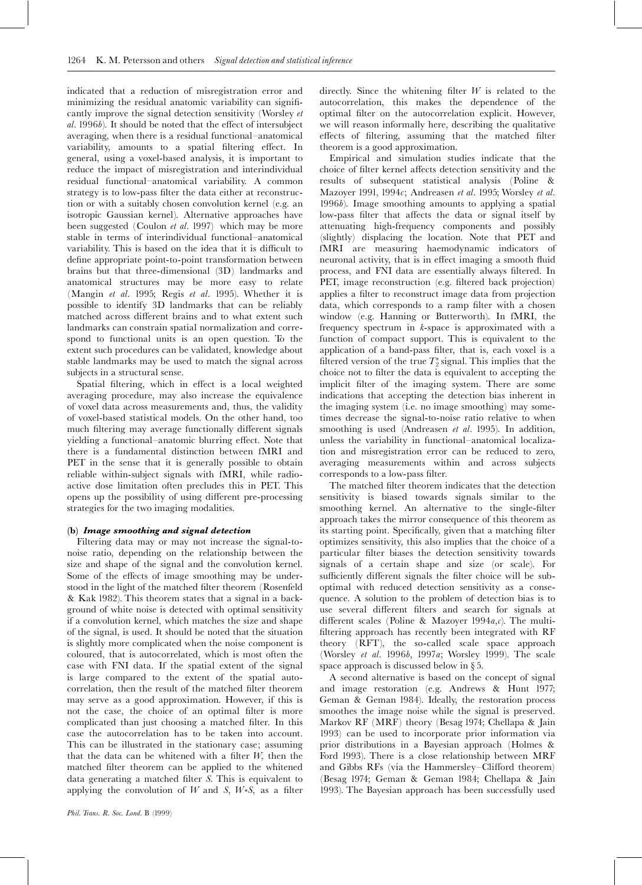indicated that a reduction of misregistration error and minimizing the residual anatomic variability can significantly improve the signal detection sensitivity (Worsley *et al*. 1996*b*). It should be noted that the effect of intersubject averaging, when there is a residual functional–anatomical variability, amounts to a spatial filtering effect. In general, using a voxel-based analysis, it is important to reduce the impact of misregistration and interindividual residual functional–anatomical variability. A common strategy is to low-pass filter the data either at reconstruction or with a suitably chosen convolution kernel (e.g. an isotropic Gaussian kernel). Alternative approaches have been suggested (Coulon *et al*. 1997) which may be more stable in terms of interindividual functional–anatomical variability. This is based on the idea that it is difficult to define appropriate point-to-point transformation between brains but that three-dimensional (3D) landmarks and anatomical structures may be more easy to relate (Mangin *et al*. 1995; Regis *et al*. 1995). Whether it is possible to identify 3D landmarks that can be reliably matched across different brains and to what extent such landmarks can constrain spatial normalization and correspond to functional units is an open question. To the extent such procedures can be validated, knowledge about stable landmarks may be used to match the signal across subjects in a structural sense.

Spatial filtering, which in effect is a local weighted averaging procedure, may also increase the equivalence of voxel data across measurements and, thus, the validity of voxel-based statistical models. On the other hand, too much filtering may average functionally different signals yielding a functional–anatomic blurring effect. Note that there is a fundamental distinction between fMRI and PET in the sense that it is generally possible to obtain reliable within-subject signals with fMRI, while radioactive dose limitation often precludes this in PET. This opens up the possibility of using different pre-processing strategies for the two imaging modalities.

### (b) *Image smoothing and signal detection*

Filtering data may or may not increase the signal-to-noise ratio, depending on the relationship between the size and shape of the signal and the convolution kernel. Some of the effects of image smoothing may be understood in the light of the matched filter theorem (Rosenfeld & Kak 1982). This theorem states that a signal in a background of white noise is detected with optimal sensitivity if a convolution kernel, which matches the size and shape of the signal, is used. It should be noted that the situation is slightly more complicated when the noise component is coloured, that is autocorrelated, which is most often the case with FNI data. If the spatial extent of the signal is large compared to the extent of the spatial autocorrelation, then the result of the matched filter theorem may serve as a good approximation. However, if this is not the case, the choice of an optimal filter is more complicated than just choosing a matched filter. In this case the autocorrelation has to be taken into account. This can be illustrated in the stationary case; assuming that the data can be whitened with a filter $W$, then the matched filter theorem can be applied to the whitened data generating a matched filter $S$. This is equivalent to applying the convolution of $W$ and $S$, $W*S$, as a filter directly. Since the whitening filter $W$ is related to the autocorrelation, this makes the dependence of the optimal filter on the autocorrelation explicit. However, we will reason informally here, describing the qualitative effects of filtering, assuming that the matched filter theorem is a good approximation.

Empirical and simulation studies indicate that the choice of filter kernel affects detection sensitivity and the results of subsequent statistical analysis (Poline & Mazoyer 1991, 1994*c*; Andreasen *et al*. 1995; Worsley *et al*. 1996*b*). Image smoothing amounts to applying a spatial low-pass filter that affects the data or signal itself by attenuating high-frequency components and possibly (slightly) displacing the location. Note that PET and fMRI are measuring haemodynamic indicators of neuronal activity, that is in effect imaging a smooth fluid process, and FNI data are essentially always filtered. In PET, image reconstruction (e.g. filtered back projection) applies a filter to reconstruct image data from projection data, which corresponds to a ramp filter with a chosen window (e.g. Hanning or Butterworth). In fMRI, the frequency spectrum in *k*-space is approximated with a function of compact support. This is equivalent to the application of a band-pass filter, that is, each voxel is a filtered version of the true $T_2^*$ signal. This implies that the choice not to filter the data is equivalent to accepting the implicit filter of the imaging system. There are some indications that accepting the detection bias inherent in the imaging system (i.e. no image smoothing) may sometimes decrease the signal-to-noise ratio relative to when smoothing is used (Andreasen *et al*. 1995). In addition, unless the variability in functional–anatomical localization and misregistration error can be reduced to zero, averaging measurements within and across subjects corresponds to a low-pass filter.

The matched filter theorem indicates that the detection sensitivity is biased towards signals similar to the smoothing kernel. An alternative to the single-filter approach takes the mirror consequence of this theorem as its starting point. Specifically, given that a matching filter optimizes sensitivity, this also implies that the choice of a particular filter biases the detection sensitivity towards signals of a certain shape and size (or scale). For sufficiently different signals the filter choice will be sub-optimal with reduced detection sensitivity as a consequence. A solution to the problem of detection bias is to use several different filters and search for signals at different scales (Poline & Mazoyer 1994*a*,*c*). The multi-filtering approach has recently been integrated with RF theory (RFT), the so-called scale space approach (Worsley *et al*. 1996*b*, 1997*a*; Worsley 1999). The scale space approach is discussed below in § 5.

A second alternative is based on the concept of signal and image restoration (e.g. Andrews & Hunt 1977; Geman & Geman 1984). Ideally, the restoration process smoothes the image noise while the signal is preserved. Markov RF (MRF) theory (Besag 1974; Chellapa & Jain 1993) can be used to incorporate prior information via prior distributions in a Bayesian approach (Holmes & Ford 1993). There is a close relationship between MRF and Gibbs RFs (via the Hammersley–Clifford theorem) (Besag 1974; Geman & Geman 1984; Chellapa & Jain 1993). The Bayesian approach has been successfully used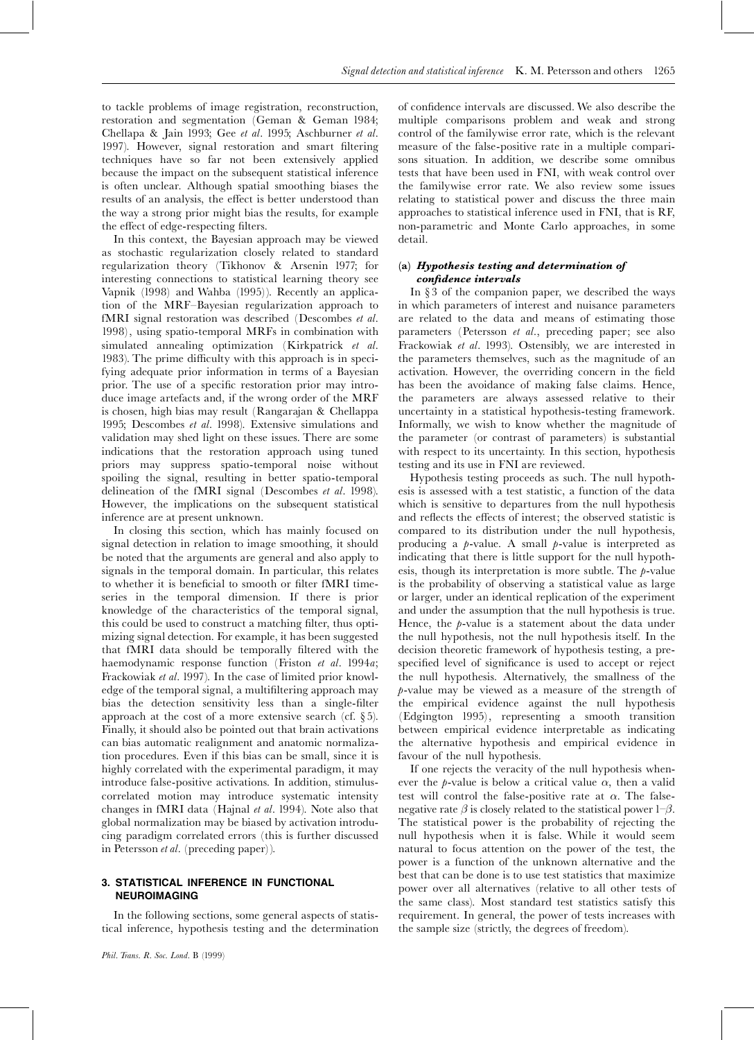to tackle problems of image registration, reconstruction, restoration and segmentation (Geman & Geman 1984; Chellapa & Jain 1993; Gee *et al*. 1995; Ashburner *et al*. 1997). However, signal restoration and smart filtering techniques have so far not been extensively applied because the impact on the subsequent statistical inference is often unclear. Although spatial smoothing biases the results of an analysis, the effect is better understood than the way a strong prior might bias the results, for example the effect of edge-respecting filters.

In this context, the Bayesian approach may be viewed as stochastic regularization closely related to standard regularization theory (Tikhonov & Arsenin 1977; for interesting connections to statistical learning theory see Vapnik (1998) and Wahba (1995)). Recently an application of the MRF–Bayesian regularization approach to fMRI signal restoration was described (Descombes *et al*. 1998), using spatio-temporal MRFs in combination with simulated annealing optimization (Kirkpatrick *et al*. 1983). The prime difficulty with this approach is in specifying adequate prior information in terms of a Bayesian prior. The use of a specific restoration prior may introduce image artefacts and, if the wrong order of the MRF is chosen, high bias may result (Rangarajan & Chellappa 1995; Descombes *et al*. 1998). Extensive simulations and validation may shed light on these issues. There are some indications that the restoration approach using tuned priors may suppress spatio-temporal noise without spoiling the signal, resulting in better spatio-temporal delineation of the fMRI signal (Descombes *et al*. 1998). However, the implications on the subsequent statistical inference are at present unknown.

In closing this section, which has mainly focused on signal detection in relation to image smoothing, it should be noted that the arguments are general and also apply to signals in the temporal domain. In particular, this relates to whether it is beneficial to smooth or filter fMRI time-series in the temporal dimension. If there is prior knowledge of the characteristics of the temporal signal, this could be used to construct a matching filter, thus optimizing signal detection. For example, it has been suggested that fMRI data should be temporally filtered with the haemodynamic response function (Friston *et al*. 1994*a*; Frackowiak *et al*. 1997). In the case of limited prior knowledge of the temporal signal, a multifiltering approach may bias the detection sensitivity less than a single-filter approach at the cost of a more extensive search (cf. § 5). Finally, it should also be pointed out that brain activations can bias automatic realignment and anatomic normalization procedures. Even if this bias can be small, since it is highly correlated with the experimental paradigm, it may introduce false-positive activations. In addition, stimulus-correlated motion may introduce systematic intensity changes in fMRI data (Hajnal *et al*. 1994). Note also that global normalization may be biased by activation introducing paradigm correlated errors (this is further discussed in Petersson *et al*. (preceding paper)).

## 3. STATISTICAL INFERENCE IN FUNCTIONAL NEUROIMAGING

In the following sections, some general aspects of statistical inference, hypothesis testing and the determination of confidence intervals are discussed. We also describe the multiple comparisons problem and weak and strong control of the familywise error rate, which is the relevant measure of the false-positive rate in a multiple comparisons situation. In addition, we describe some omnibus tests that have been used in FNI, with weak control over the familywise error rate. We also review some issues relating to statistical power and discuss the three main approaches to statistical inference used in FNI, that is RF, non-parametric and Monte Carlo approaches, in some detail.

### (a) *Hypothesis testing and determination of confidence intervals*

In § 3 of the companion paper, we described the ways in which parameters of interest and nuisance parameters are related to the data and means of estimating those parameters (Petersson *et al*., preceding paper; see also Frackowiak *et al*. 1993). Ostensibly, we are interested in the parameters themselves, such as the magnitude of an activation. However, the overriding concern in the field has been the avoidance of making false claims. Hence, the parameters are always assessed relative to their uncertainty in a statistical hypothesis-testing framework. Informally, we wish to know whether the magnitude of the parameter (or contrast of parameters) is substantial with respect to its uncertainty. In this section, hypothesis testing and its use in FNI are reviewed.

Hypothesis testing proceeds as such. The null hypothesis is assessed with a test statistic, a function of the data which is sensitive to departures from the null hypothesis and reflects the effects of interest; the observed statistic is compared to its distribution under the null hypothesis, producing a $p$-value. A small $p$-value is interpreted as indicating that there is little support for the null hypothesis, though its interpretation is more subtle. The $p$-value is the probability of observing a statistical value as large or larger, under an identical replication of the experiment and under the assumption that the null hypothesis is true. Hence, the $p$-value is a statement about the data under the null hypothesis, not the null hypothesis itself. In the decision theoretic framework of hypothesis testing, a prespecified level of significance is used to accept or reject the null hypothesis. Alternatively, the smallness of the $p$-value may be viewed as a measure of the strength of the empirical evidence against the null hypothesis (Edgington 1995), representing a smooth transition between empirical evidence interpretable as indicating the alternative hypothesis and empirical evidence in favour of the null hypothesis.

If one rejects the veracity of the null hypothesis whenever the $p$-value is below a critical value $\alpha$, then a valid test will control the false-positive rate at $\alpha$. The false-negative rate $\beta$ is closely related to the statistical power $1-\beta$. The statistical power is the probability of rejecting the null hypothesis when it is false. While it would seem natural to focus attention on the power of the test, the power is a function of the unknown alternative and the best that can be done is to use test statistics that maximize power over all alternatives (relative to all other tests of the same class). Most standard test statistics satisfy this requirement. In general, the power of tests increases with the sample size (strictly, the degrees of freedom).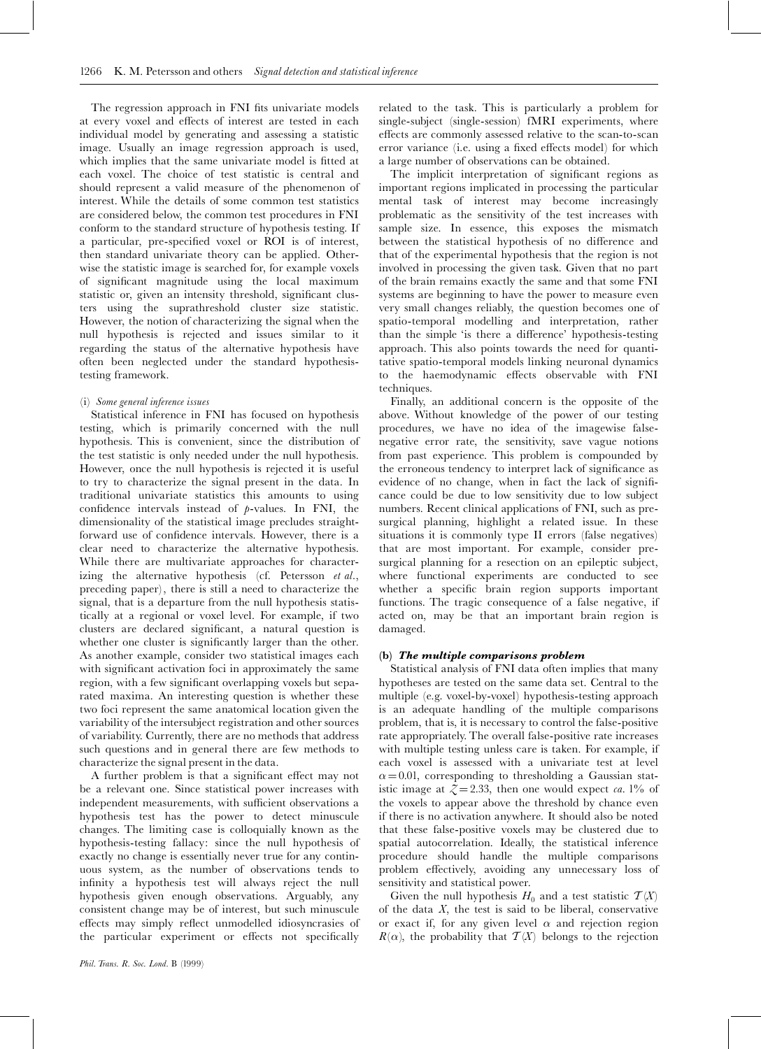The regression approach in FNI fits univariate models at every voxel and effects of interest are tested in each individual model by generating and assessing a statistic image. Usually an image regression approach is used, which implies that the same univariate model is fitted at each voxel. The choice of test statistic is central and should represent a valid measure of the phenomenon of interest. While the details of some common test statistics are considered below, the common test procedures in FNI conform to the standard structure of hypothesis testing. If a particular, pre-specified voxel or ROI is of interest, then standard univariate theory can be applied. Otherwise the statistic image is searched for, for example voxels of significant magnitude using the local maximum statistic or, given an intensity threshold, significant clusters using the suprathreshold cluster size statistic. However, the notion of characterizing the signal when the null hypothesis is rejected and issues similar to it regarding the status of the alternative hypothesis have often been neglected under the standard hypothesis-testing framework.

#### (i) *Some general inference issues*

Statistical inference in FNI has focused on hypothesis testing, which is primarily concerned with the null hypothesis. This is convenient, since the distribution of the test statistic is only needed under the null hypothesis. However, once the null hypothesis is rejected it is useful to try to characterize the signal present in the data. In traditional univariate statistics this amounts to using confidence intervals instead of $p$-values. In FNI, the dimensionality of the statistical image precludes straightforward use of confidence intervals. However, there is a clear need to characterize the alternative hypothesis. While there are multivariate approaches for characterizing the alternative hypothesis (cf. Petersson *et al*., preceding paper), there is still a need to characterize the signal, that is a departure from the null hypothesis statistically at a regional or voxel level. For example, if two clusters are declared significant, a natural question is whether one cluster is significantly larger than the other. As another example, consider two statistical images each with significant activation foci in approximately the same region, with a few significant overlapping voxels but separated maxima. An interesting question is whether these two foci represent the same anatomical location given the variability of the intersubject registration and other sources of variability. Currently, there are no methods that address such questions and in general there are few methods to characterize the signal present in the data.

A further problem is that a significant effect may not be a relevant one. Since statistical power increases with independent measurements, with sufficient observations a hypothesis test has the power to detect minuscule changes. The limiting case is colloquially known as the hypothesis-testing fallacy: since the null hypothesis of exactly no change is essentially never true for any continuous system, as the number of observations tends to infinity a hypothesis test will always reject the null hypothesis given enough observations. Arguably, any consistent change may be of interest, but such minuscule effects may simply reflect unmodelled idiosyncrasies of the particular experiment or effects not specifically related to the task. This is particularly a problem for single-subject (single-session) fMRI experiments, where effects are commonly assessed relative to the scan-to-scan error variance (i.e. using a fixed effects model) for which a large number of observations can be obtained.

The implicit interpretation of significant regions as important regions implicated in processing the particular mental task of interest may become increasingly problematic as the sensitivity of the test increases with sample size. In essence, this exposes the mismatch between the statistical hypothesis of no difference and that of the experimental hypothesis that the region is not involved in processing the given task. Given that no part of the brain remains exactly the same and that some FNI systems are beginning to have the power to measure even very small changes reliably, the question becomes one of spatio-temporal modelling and interpretation, rather than the simple 'is there a difference' hypothesis-testing approach. This also points towards the need for quantitative spatio-temporal models linking neuronal dynamics to the haemodynamic effects observable with FNI techniques.

Finally, an additional concern is the opposite of the above. Without knowledge of the power of our testing procedures, we have no idea of the imagewise false-negative error rate, the sensitivity, save vague notions from past experience. This problem is compounded by the erroneous tendency to interpret lack of significance as evidence of no change, when in fact the lack of significance could be due to low sensitivity due to low subject numbers. Recent clinical applications of FNI, such as presurgical planning, highlight a related issue. In these situations it is commonly type II errors (false negatives) that are most important. For example, consider presurgical planning for a resection on an epileptic subject, where functional experiments are conducted to see whether a specific brain region supports important functions. The tragic consequence of a false negative, if acted on, may be that an important brain region is damaged.

### (b) *The multiple comparisons problem*

Statistical analysis of FNI data often implies that many hypotheses are tested on the same data set. Central to the multiple (e.g. voxel-by-voxel) hypothesis-testing approach is an adequate handling of the multiple comparisons problem, that is, it is necessary to control the false-positive rate appropriately. The overall false-positive rate increases with multiple testing unless care is taken. For example, if each voxel is assessed with a univariate test at level $\alpha = 0.01$, corresponding to thresholding a Gaussian statistic image at $Z = 2.33$, then one would expect *ca*. 1% of the voxels to appear above the threshold by chance even if there is no activation anywhere. It should also be noted that these false-positive voxels may be clustered due to spatial autocorrelation. Ideally, the statistical inference procedure should handle the multiple comparisons problem effectively, avoiding any unnecessary loss of sensitivity and statistical power.

Given the null hypothesis $H_0$ and a test statistic $\mathcal{T}(X)$ of the data $X$, the test is said to be liberal, conservative or exact if, for any given level $\alpha$ and rejection region $R(\alpha)$, the probability that $\mathcal{T}(X)$ belongs to the rejection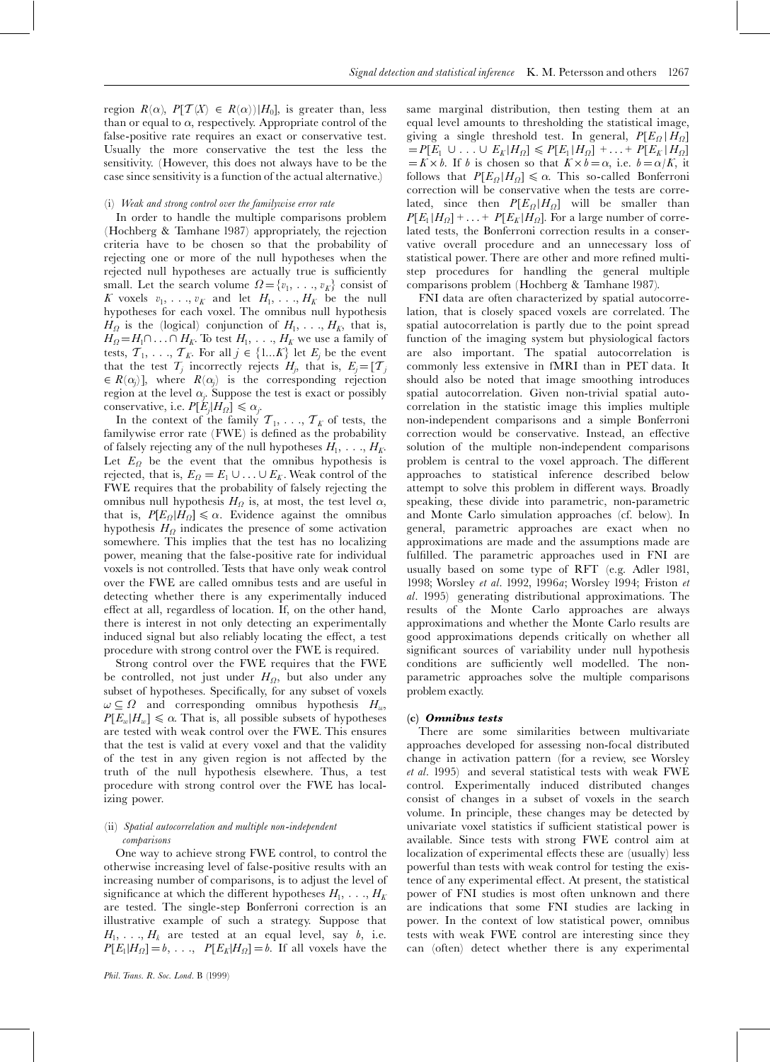region $R(\alpha)$, $P[\mathcal{T}(X) \in R(\alpha))|H_0]$, is greater than, less than or equal to $\alpha$, respectively. Appropriate control of the false-positive rate requires an exact or conservative test. Usually the more conservative the test the less the sensitivity. (However, this does not always have to be the case since sensitivity is a function of the actual alternative.)

#### (i) *Weak and strong control over the familywise error rate*

In order to handle the multiple comparisons problem (Hochberg & Tamhane 1987) appropriately, the rejection criteria have to be chosen so that the probability of rejecting one or more of the null hypotheses when the rejected null hypotheses are actually true is sufficiently small. Let the search volume $\Omega = \{v_1, \ldots, v_K\}$ consist of $K$ voxels $v_1, \ldots, v_K$ and let $H_1, \ldots, H_K$ be the null hypotheses for each voxel. The omnibus null hypothesis $H_\Omega$ is the (logical) conjunction of $H_1, \ldots, H_K$, that is, $H_\Omega = H_1 \cap \ldots \cap H_K$. To test $H_1, \ldots, H_K$ we use a family of tests, $\mathcal{T}_1, \ldots, \mathcal{T}_K$. For all $j \in \{1 \ldots K\}$ let $E_j$ be the event that the test $\mathcal{T}_j$ incorrectly rejects $H_j$, that is, $E_j = [\mathcal{T}_j \in R(\alpha_j)]$, where $R(\alpha_j)$ is the corresponding rejection region at the level $\alpha_j$. Suppose the test is exact or possibly conservative, i.e. $P[E_j|H_\Omega] \leqslant \alpha_j$.

In the context of the family $\mathcal{T}_1, \ldots, \mathcal{T}_K$ of tests, the familywise error rate (FWE) is defined as the probability of falsely rejecting any of the null hypotheses $H_1, \ldots, H_K$. Let $E_\Omega$ be the event that the omnibus hypothesis is rejected, that is, $E_\Omega = E_1 \cup \ldots \cup E_K$. Weak control of the FWE requires that the probability of falsely rejecting the omnibus null hypothesis $H_\Omega$ is, at most, the test level $\alpha$, that is, $P[E_\Omega|H_\Omega] \leqslant \alpha$. Evidence against the omnibus hypothesis $H_\Omega$ indicates the presence of some activation somewhere. This implies that the test has no localizing power, meaning that the false-positive rate for individual voxels is not controlled. Tests that have only weak control over the FWE are called omnibus tests and are useful in detecting whether there is any experimentally induced effect at all, regardless of location. If, on the other hand, there is interest in not only detecting an experimentally induced signal but also reliably locating the effect, a test procedure with strong control over the FWE is required.

Strong control over the FWE requires that the FWE be controlled, not just under $H_\Omega$, but also under any subset of hypotheses. Specifically, for any subset of voxels $\omega \subseteq \Omega$ and corresponding omnibus hypothesis $H_\omega$, $P[E_\omega|H_\omega] \leqslant \alpha$. That is, all possible subsets of hypotheses are tested with weak control over the FWE. This ensures that the test is valid at every voxel and that the validity of the test in any given region is not affected by the truth of the null hypothesis elsewhere. Thus, a test procedure with strong control over the FWE has localizing power.

#### (ii) *Spatial autocorrelation and multiple non-independent comparisons*

One way to achieve strong FWE control, to control the otherwise increasing level of false-positive results with an increasing number of comparisons, is to adjust the level of significance at which the different hypotheses $H_1, \ldots, H_K$ are tested. The single-step Bonferroni correction is an illustrative example of such a strategy. Suppose that $H_1, \ldots, H_k$ are tested at an equal level, say $b$, i.e. $P[E_1|H_\Omega] = b, \ldots, P[E_K|H_\Omega] = b$. If all voxels have the same marginal distribution, then testing them at an equal level amounts to thresholding the statistical image, giving a single threshold test. In general, $P[E_\Omega|H_\Omega] = P[E_1 \cup \ldots \cup E_K|H_\Omega] \leqslant P[E_1|H_\Omega] + \ldots + P[E_K|H_\Omega] = K \times b$. If $b$ is chosen so that $K \times b = \alpha$, i.e. $b = \alpha/K$, it follows that $P[E_\Omega|H_\Omega] \leqslant \alpha$. This so-called Bonferroni correction will be conservative when the tests are correlated, since then $P[E_\Omega|H_\Omega]$ will be smaller than $P[E_1|H_\Omega] + \ldots + P[E_K|H_\Omega]$. For a large number of correlated tests, the Bonferroni correction results in a conservative overall procedure and an unnecessary loss of statistical power. There are other and more refined multistep procedures for handling the general multiple comparisons problem (Hochberg & Tamhane 1987).

FNI data are often characterized by spatial autocorrelation, that is closely spaced voxels are correlated. The spatial autocorrelation is partly due to the point spread function of the imaging system but physiological factors are also important. The spatial autocorrelation is commonly less extensive in fMRI than in PET data. It should also be noted that image smoothing introduces spatial autocorrelation. Given non-trivial spatial autocorrelation in the statistic image this implies multiple non-independent comparisons and a simple Bonferroni correction would be conservative. Instead, an effective solution of the multiple non-independent comparisons problem is central to the voxel approach. The different approaches to statistical inference described below attempt to solve this problem in different ways. Broadly speaking, these divide into parametric, non-parametric and Monte Carlo simulation approaches (cf. below). In general, parametric approaches are exact when no approximations are made and the assumptions made are fulfilled. The parametric approaches used in FNI are usually based on some type of RFT (e.g. Adler 1981, 1998; Worsley *et al*. 1992, 1996*a*; Worsley 1994; Friston *et al*. 1995) generating distributional approximations. The results of the Monte Carlo approaches are always approximations and whether the Monte Carlo results are good approximations depends critically on whether all significant sources of variability under null hypothesis conditions are sufficiently well modelled. The non-parametric approaches solve the multiple comparisons problem exactly.

### (c) *Omnibus tests*

There are some similarities between multivariate approaches developed for assessing non-focal distributed change in activation pattern (for a review, see Worsley *et al*. 1995) and several statistical tests with weak FWE control. Experimentally induced distributed changes consist of changes in a subset of voxels in the search volume. In principle, these changes may be detected by univariate voxel statistics if sufficient statistical power is available. Since tests with strong FWE control aim at localization of experimental effects these are (usually) less powerful than tests with weak control for testing the existence of any experimental effect. At present, the statistical power of FNI studies is most often unknown and there are indications that some FNI studies are lacking in power. In the context of low statistical power, omnibus tests with weak FWE control are interesting since they can (often) detect whether there is any experimental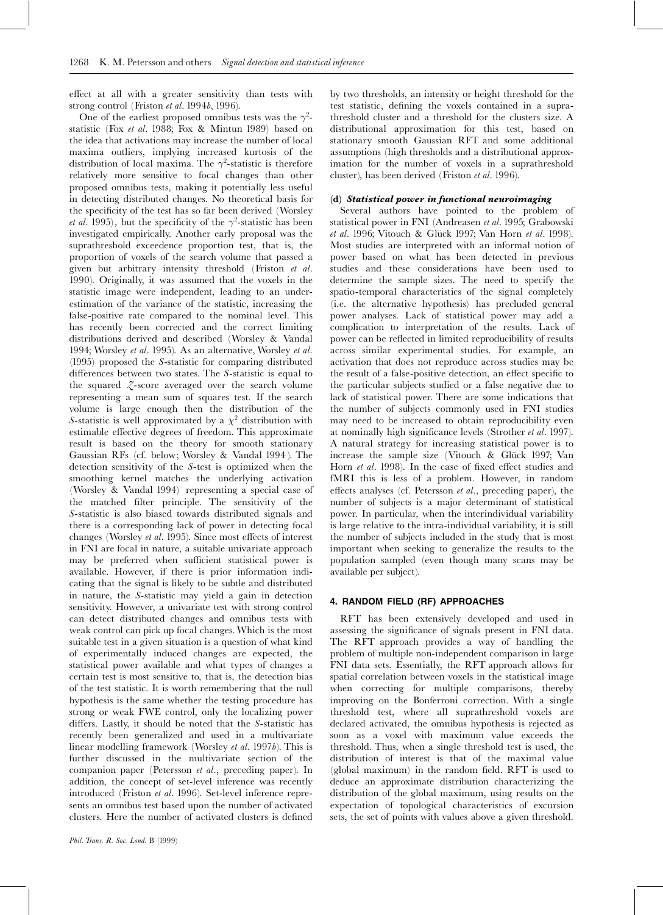effect at all with a greater sensitivity than tests with strong control (Friston *et al*. 1994*b*, 1996).

One of the earliest proposed omnibus tests was the $\gamma^2$-statistic (Fox *et al*. 1988; Fox & Mintun 1989) based on the idea that activations may increase the number of local maxima outliers, implying increased kurtosis of the distribution of local maxima. The $\gamma^2$-statistic is therefore relatively more sensitive to focal changes than other proposed omnibus tests, making it potentially less useful in detecting distributed changes. No theoretical basis for the specificity of the test has so far been derived (Worsley *et al*. 1995), but the specificity of the $\gamma^2$-statistic has been investigated empirically. Another early proposal was the suprathreshold exceedence proportion test, that is, the proportion of voxels of the search volume that passed a given but arbitrary intensity threshold (Friston *et al*. 1990). Originally, it was assumed that the voxels in the statistic image were independent, leading to an underestimation of the variance of the statistic, increasing the false-positive rate compared to the nominal level. This has recently been corrected and the correct limiting distributions derived and described (Worsley & Vandal 1994; Worsley *et al*. 1995). As an alternative, Worsley *et al*. (1995) proposed the *S*-statistic for comparing distributed differences between two states. The *S*-statistic is equal to the squared *Z*-score averaged over the search volume representing a mean sum of squares test. If the search volume is large enough then the distribution of the *S*-statistic is well approximated by a $\chi^2$ distribution with estimable effective degrees of freedom. This approximate result is based on the theory for smooth stationary Gaussian RFs (cf. below; Worsley & Vandal 1994). The detection sensitivity of the *S*-test is optimized when the smoothing kernel matches the underlying activation (Worsley & Vandal 1994) representing a special case of the matched filter principle. The sensitivity of the *S*-statistic is also biased towards distributed signals and there is a corresponding lack of power in detecting focal changes (Worsley *et al*. 1995). Since most effects of interest in FNI are focal in nature, a suitable univariate approach may be preferred when sufficient statistical power is available. However, if there is prior information indicating that the signal is likely to be subtle and distributed in nature, the *S*-statistic may yield a gain in detection sensitivity. However, a univariate test with strong control can detect distributed changes and omnibus tests with weak control can pick up focal changes. Which is the most suitable test in a given situation is a question of what kind of experimentally induced changes are expected, the statistical power available and what types of changes a certain test is most sensitive to, that is, the detection bias of the test statistic. It is worth remembering that the null hypothesis is the same whether the testing procedure has strong or weak FWE control, only the localizing power differs. Lastly, it should be noted that the *S*-statistic has recently been generalized and used in a multivariate linear modelling framework (Worsley *et al*. 1997*b*). This is further discussed in the multivariate section of the companion paper (Petersson *et al*., preceding paper). In addition, the concept of set-level inference was recently introduced (Friston *et al*. 1996). Set-level inference represents an omnibus test based upon the number of activated clusters. Here the number of activated clusters is defined by two thresholds, an intensity or height threshold for the test statistic, defining the voxels contained in a suprathreshold cluster and a threshold for the clusters size. A distributional approximation for this test, based on stationary smooth Gaussian RFT and some additional assumptions (high thresholds and a distributional approximation for the number of voxels in a suprathreshold cluster), has been derived (Friston *et al*. 1996).

### (d) *Statistical power in functional neuroimaging*

Several authors have pointed to the problem of statistical power in FNI (Andreasen *et al*. 1995; Grabowski *et al*. 1996; Vitouch & Glück 1997; Van Horn *et al*. 1998). Most studies are interpreted with an informal notion of power based on what has been detected in previous studies and these considerations have been used to determine the sample sizes. The need to specify the spatio-temporal characteristics of the signal completely (i.e. the alternative hypothesis) has precluded general power analyses. Lack of statistical power may add a complication to interpretation of the results. Lack of power can be reflected in limited reproducibility of results across similar experimental studies. For example, an activation that does not reproduce across studies may be the result of a false-positive detection, an effect specific to the particular subjects studied or a false negative due to lack of statistical power. There are some indications that the number of subjects commonly used in FNI studies may need to be increased to obtain reproducibility even at nominally high significance levels (Strother *et al*. 1997). A natural strategy for increasing statistical power is to increase the sample size (Vitouch & Glück 1997; Van Horn *et al*. 1998). In the case of fixed effect studies and fMRI this is less of a problem. However, in random effects analyses (cf. Petersson *et al*., preceding paper), the number of subjects is a major determinant of statistical power. In particular, when the interindividual variability is large relative to the intra-individual variability, it is still the number of subjects included in the study that is most important when seeking to generalize the results to the population sampled (even though many scans may be available per subject).

## 4. RANDOM FIELD (RF) APPROACHES

RFT has been extensively developed and used in assessing the significance of signals present in FNI data. The RFT approach provides a way of handling the problem of multiple non-independent comparison in large FNI data sets. Essentially, the RFT approach allows for spatial correlation between voxels in the statistical image when correcting for multiple comparisons, thereby improving on the Bonferroni correction. With a single threshold test, where all suprathreshold voxels are declared activated, the omnibus hypothesis is rejected as soon as a voxel with maximum value exceeds the threshold. Thus, when a single threshold test is used, the distribution of interest is that of the maximal value (global maximum) in the random field. RFT is used to deduce an approximate distribution characterizing the distribution of the global maximum, using results on the expectation of topological characteristics of excursion sets, the set of points with values above a given threshold.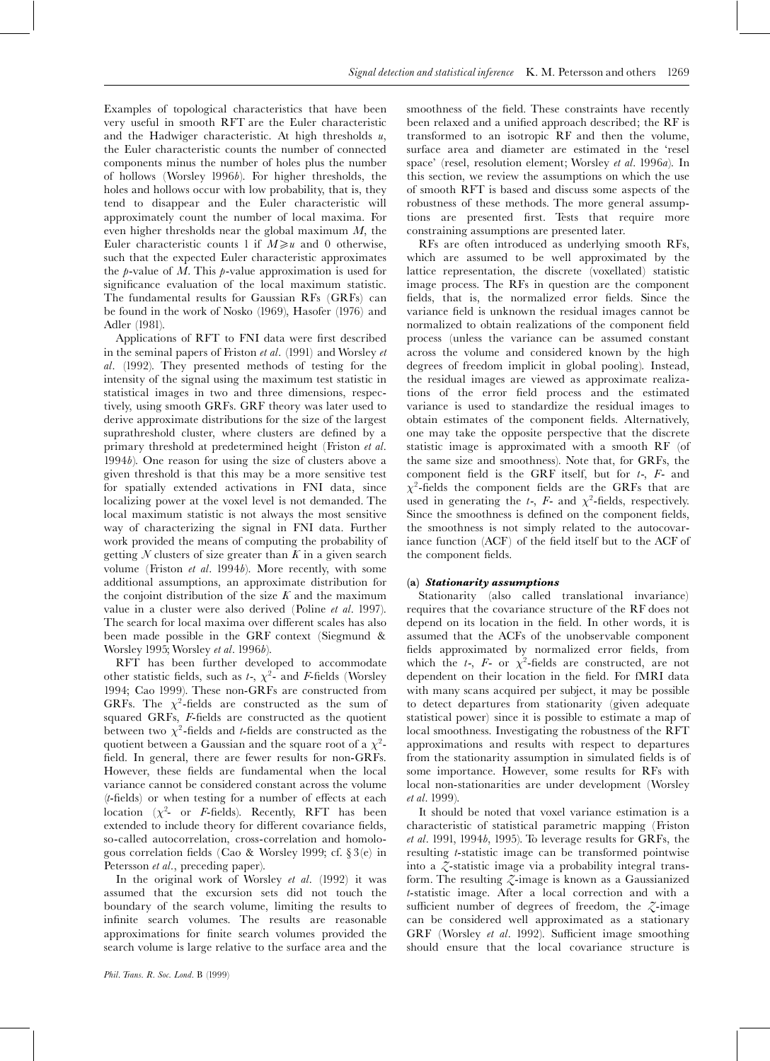Examples of topological characteristics that have been very useful in smooth RFT are the Euler characteristic and the Hadwiger characteristic. At high thresholds $u$, the Euler characteristic counts the number of connected components minus the number of holes plus the number of hollows (Worsley 1996b). For higher thresholds, the holes and hollows occur with low probability, that is, they tend to disappear and the Euler characteristic will approximately count the number of local maxima. For even higher thresholds near the global maximum $M$, the Euler characteristic counts 1 if $M \geqslant u$ and 0 otherwise, such that the expected Euler characteristic approximates the $p$-value of $M$. This $p$-value approximation is used for significance evaluation of the local maximum statistic. The fundamental results for Gaussian RFs (GRFs) can be found in the work of Nosko (1969), Hasofer (1976) and Adler (1981).

Applications of RFT to FNI data were first described in the seminal papers of Friston *et al*. (1991) and Worsley *et al*. (1992). They presented methods of testing for the intensity of the signal using the maximum test statistic in statistical images in two and three dimensions, respectively, using smooth GRFs. GRF theory was later used to derive approximate distributions for the size of the largest suprathreshold cluster, where clusters are defined by a primary threshold at predetermined height (Friston *et al*. 1994b). One reason for using the size of clusters above a given threshold is that this may be a more sensitive test for spatially extended activations in FNI data, since localizing power at the voxel level is not demanded. The local maximum statistic is not always the most sensitive way of characterizing the signal in FNI data. Further work provided the means of computing the probability of getting $N$ clusters of size greater than $K$ in a given search volume (Friston *et al*. 1994b). More recently, with some additional assumptions, an approximate distribution for the conjoint distribution of the size $K$ and the maximum value in a cluster were also derived (Poline *et al*. 1997). The search for local maxima over different scales has also been made possible in the GRF context (Siegmund & Worsley 1995; Worsley *et al*. 1996b).

RFT has been further developed to accommodate other statistic fields, such as $t$-, $\chi^2$- and $F$-fields (Worsley 1994; Cao 1999). These non-GRFs are constructed from GRFs. The $\chi^2$-fields are constructed as the sum of squared GRFs, $F$-fields are constructed as the quotient between two $\chi^2$-fields and $t$-fields are constructed as the quotient between a Gaussian and the square root of a $\chi^2$-field. In general, there are fewer results for non-GRFs. However, these fields are fundamental when the local variance cannot be considered constant across the volume ($t$-fields) or when testing for a number of effects at each location ($\chi^2$- or $F$-fields). Recently, RFT has been extended to include theory for different covariance fields, so-called autocorrelation, cross-correlation and homologous correlation fields (Cao & Worsley 1999; cf. § 3(e) in Petersson *et al*., preceding paper).

In the original work of Worsley *et al*. (1992) it was assumed that the excursion sets did not touch the boundary of the search volume, limiting the results to infinite search volumes. The results are reasonable approximations for finite search volumes provided the search volume is large relative to the surface area and the smoothness of the field. These constraints have recently been relaxed and a unified approach described; the RF is transformed to an isotropic RF and then the volume, surface area and diameter are estimated in the 'resel space' (resel, resolution element; Worsley *et al*. 1996a). In this section, we review the assumptions on which the use of smooth RFT is based and discuss some aspects of the robustness of these methods. The more general assumptions are presented first. Tests that require more constraining assumptions are presented later.

RFs are often introduced as underlying smooth RFs, which are assumed to be well approximated by the lattice representation, the discrete (voxellated) statistic image process. The RFs in question are the component fields, that is, the normalized error fields. Since the variance field is unknown the residual images cannot be normalized to obtain realizations of the component field process (unless the variance can be assumed constant across the volume and considered known by the high degrees of freedom implicit in global pooling). Instead, the residual images are viewed as approximate realizations of the error field process and the estimated variance is used to standardize the residual images to obtain estimates of the component fields. Alternatively, one may take the opposite perspective that the discrete statistic image is approximated with a smooth RF (of the same size and smoothness). Note that, for GRFs, the component field is the GRF itself, but for $t$-, $F$- and $\chi^2$-fields the component fields are the GRFs that are used in generating the $t$-, $F$- and $\chi^2$-fields, respectively. Since the smoothness is defined on the component fields, the smoothness is not simply related to the autocovariance function (ACF) of the field itself but to the ACF of the component fields.

### (a) *Stationarity assumptions*

Stationarity (also called translational invariance) requires that the covariance structure of the RF does not depend on its location in the field. In other words, it is assumed that the ACFs of the unobservable component fields approximated by normalized error fields, from which the $t$-, $F$- or $\chi^2$-fields are constructed, are not dependent on their location in the field. For fMRI data with many scans acquired per subject, it may be possible to detect departures from stationarity (given adequate statistical power) since it is possible to estimate a map of local smoothness. Investigating the robustness of the RFT approximations and results with respect to departures from the stationarity assumption in simulated fields is of some importance. However, some results for RFs with local non-stationarities are under development (Worsley *et al*. 1999).

It should be noted that voxel variance estimation is a characteristic of statistical parametric mapping (Friston *et al*. 1991, 1994b, 1995). To leverage results for GRFs, the resulting $t$-statistic image can be transformed pointwise into a $Z$-statistic image via a probability integral transform. The resulting $Z$-image is known as a Gaussianized $t$-statistic image. After a local correction and with a sufficient number of degrees of freedom, the $Z$-image can be considered well approximated as a stationary GRF (Worsley *et al*. 1992). Sufficient image smoothing should ensure that the local covariance structure is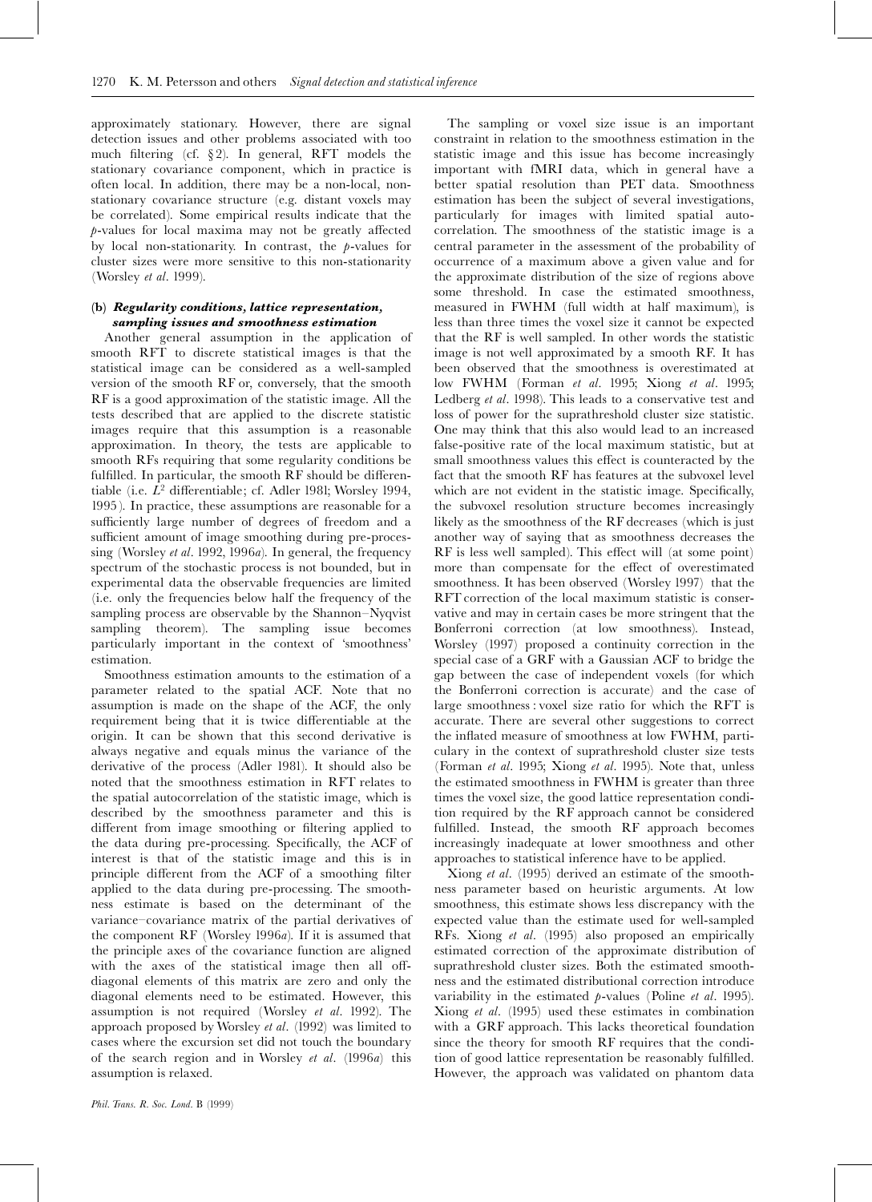approximately stationary. However, there are signal detection issues and other problems associated with too much filtering (cf. § 2). In general, RFT models the stationary covariance component, which in practice is often local. In addition, there may be a non-local, non-stationary covariance structure (e.g. distant voxels may be correlated). Some empirical results indicate that the $p$-values for local maxima may not be greatly affected by local non-stationarity. In contrast, the $p$-values for cluster sizes were more sensitive to this non-stationarity (Worsley *et al.* 1999).

### (b) *Regularity conditions, lattice representation, sampling issues and smoothness estimation*

Another general assumption in the application of smooth RFT to discrete statistical images is that the statistical image can be considered as a well-sampled version of the smooth RF or, conversely, that the smooth RF is a good approximation of the statistic image. All the tests described that are applied to the discrete statistic images require that this assumption is a reasonable approximation. In theory, the tests are applicable to smooth RFs requiring that some regularity conditions be fulfilled. In particular, the smooth RF should be differentiable (i.e. $L^2$ differentiable; cf. Adler 1981; Worsley 1994, 1995). In practice, these assumptions are reasonable for a sufficiently large number of degrees of freedom and a sufficient amount of image smoothing during pre-processing (Worsley *et al.* 1992, 1996*a*). In general, the frequency spectrum of the stochastic process is not bounded, but in experimental data the observable frequencies are limited (i.e. only the frequencies below half the frequency of the sampling process are observable by the Shannon–Nyqvist sampling theorem). The sampling issue becomes particularly important in the context of 'smoothness' estimation.

Smoothness estimation amounts to the estimation of a parameter related to the spatial ACF. Note that no assumption is made on the shape of the ACF, the only requirement being that it is twice differentiable at the origin. It can be shown that this second derivative is always negative and equals minus the variance of the derivative of the process (Adler 1981). It should also be noted that the smoothness estimation in RFT relates to the spatial autocorrelation of the statistic image, which is described by the smoothness parameter and this is different from image smoothing or filtering applied to the data during pre-processing. Specifically, the ACF of interest is that of the statistic image and this is in principle different from the ACF of a smoothing filter applied to the data during pre-processing. The smoothness estimate is based on the determinant of the variance–covariance matrix of the partial derivatives of the component RF (Worsley 1996*a*). If it is assumed that the principle axes of the covariance function are aligned with the axes of the statistical image then all off-diagonal elements of this matrix are zero and only the diagonal elements need to be estimated. However, this assumption is not required (Worsley *et al.* 1992). The approach proposed by Worsley *et al.* (1992) was limited to cases where the excursion set did not touch the boundary of the search region and in Worsley *et al.* (1996*a*) this assumption is relaxed.

The sampling or voxel size issue is an important constraint in relation to the smoothness estimation in the statistic image and this issue has become increasingly important with fMRI data, which in general have a better spatial resolution than PET data. Smoothness estimation has been the subject of several investigations, particularly for images with limited spatial autocorrelation. The smoothness of the statistic image is a central parameter in the assessment of the probability of occurrence of a maximum above a given value and for the approximate distribution of the size of regions above some threshold. In case the estimated smoothness, measured in FWHM (full width at half maximum), is less than three times the voxel size it cannot be expected that the RF is well sampled. In other words the statistic image is not well approximated by a smooth RF. It has been observed that the smoothness is overestimated at low FWHM (Forman *et al.* 1995; Xiong *et al.* 1995; Ledberg *et al.* 1998). This leads to a conservative test and loss of power for the suprathreshold cluster size statistic. One may think that this also would lead to an increased false-positive rate of the local maximum statistic, but at small smoothness values this effect is counteracted by the fact that the smooth RF has features at the subvoxel level which are not evident in the statistic image. Specifically, the subvoxel resolution structure becomes increasingly likely as the smoothness of the RF decreases (which is just another way of saying that as smoothness decreases the RF is less well sampled). This effect will (at some point) more than compensate for the effect of overestimated smoothness. It has been observed (Worsley 1997) that the RFT correction of the local maximum statistic is conservative and may in certain cases be more stringent that the Bonferroni correction (at low smoothness). Instead, Worsley (1997) proposed a continuity correction in the special case of a GRF with a Gaussian ACF to bridge the gap between the case of independent voxels (for which the Bonferroni correction is accurate) and the case of large smoothness : voxel size ratio for which the RFT is accurate. There are several other suggestions to correct the inflated measure of smoothness at low FWHM, particulary in the context of suprathreshold cluster size tests (Forman *et al.* 1995; Xiong *et al.* 1995). Note that, unless the estimated smoothness in FWHM is greater than three times the voxel size, the good lattice representation condition required by the RF approach cannot be considered fulfilled. Instead, the smooth RF approach becomes increasingly inadequate at lower smoothness and other approaches to statistical inference have to be applied.

Xiong *et al.* (1995) derived an estimate of the smoothness parameter based on heuristic arguments. At low smoothness, this estimate shows less discrepancy with the expected value than the estimate used for well-sampled RFs. Xiong *et al.* (1995) also proposed an empirically estimated correction of the approximate distribution of suprathreshold cluster sizes. Both the estimated smoothness and the estimated distributional correction introduce variability in the estimated $p$-values (Poline *et al.* 1995). Xiong *et al.* (1995) used these estimates in combination with a GRF approach. This lacks theoretical foundation since the theory for smooth RF requires that the condition of good lattice representation be reasonably fulfilled. However, the approach was validated on phantom data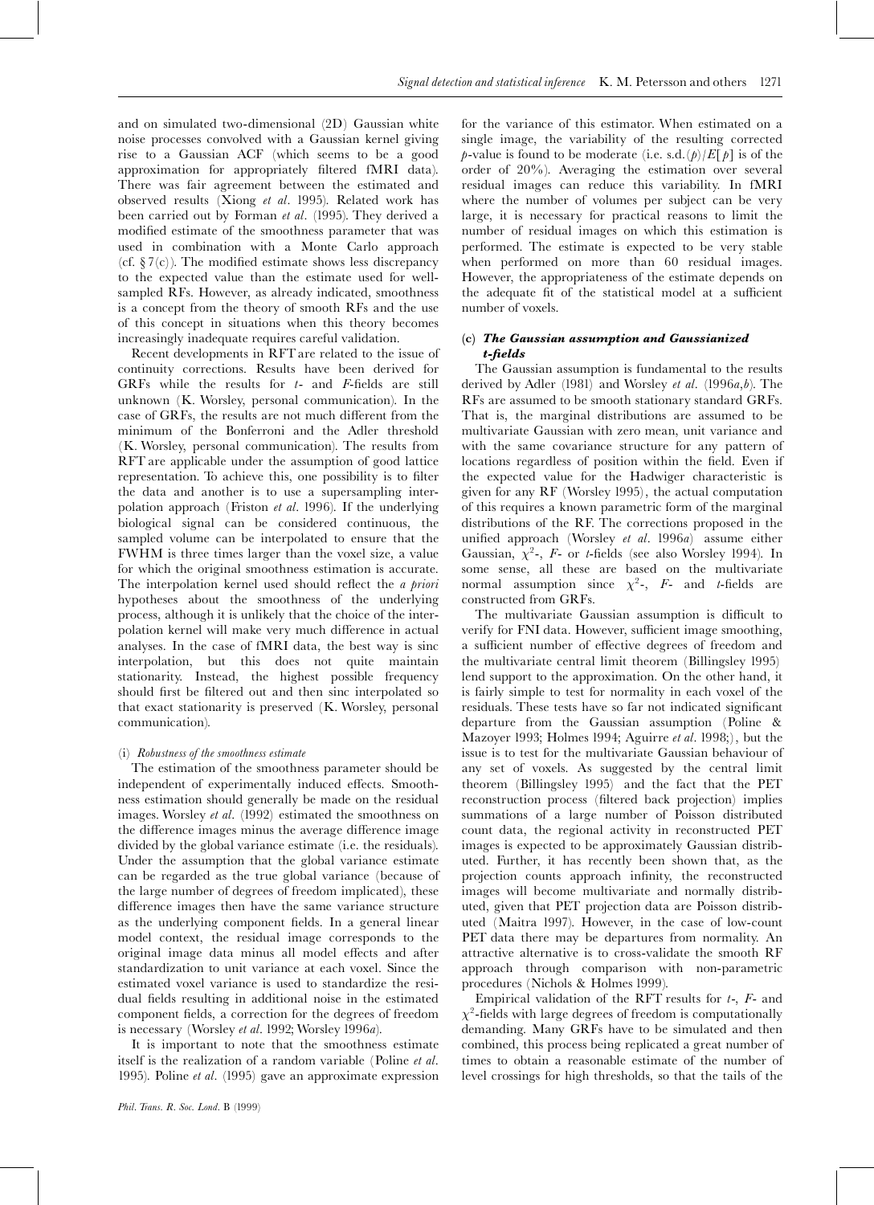and on simulated two-dimensional (2D) Gaussian white noise processes convolved with a Gaussian kernel giving rise to a Gaussian ACF (which seems to be a good approximation for appropriately filtered fMRI data). There was fair agreement between the estimated and observed results (Xiong *et al*. 1995). Related work has been carried out by Forman *et al*. (1995). They derived a modified estimate of the smoothness parameter that was used in combination with a Monte Carlo approach (cf. § 7(c)). The modified estimate shows less discrepancy to the expected value than the estimate used for well-sampled RFs. However, as already indicated, smoothness is a concept from the theory of smooth RFs and the use of this concept in situations when this theory becomes increasingly inadequate requires careful validation.

Recent developments in RFT are related to the issue of continuity corrections. Results have been derived for GRFs while the results for *t*- and *F*-fields are still unknown (K. Worsley, personal communication). In the case of GRFs, the results are not much different from the minimum of the Bonferroni and the Adler threshold (K. Worsley, personal communication). The results from RFT are applicable under the assumption of good lattice representation. To achieve this, one possibility is to filter the data and another is to use a supersampling interpolation approach (Friston *et al*. 1996). If the underlying biological signal can be considered continuous, the sampled volume can be interpolated to ensure that the FWHM is three times larger than the voxel size, a value for which the original smoothness estimation is accurate. The interpolation kernel used should reflect the *a priori* hypotheses about the smoothness of the underlying process, although it is unlikely that the choice of the interpolation kernel will make very much difference in actual analyses. In the case of fMRI data, the best way is sinc interpolation, but this does not quite maintain stationarity. Instead, the highest possible frequency should first be filtered out and then sinc interpolated so that exact stationarity is preserved (K. Worsley, personal communication).

#### (i) *Robustness of the smoothness estimate*

The estimation of the smoothness parameter should be independent of experimentally induced effects. Smoothness estimation should generally be made on the residual images. Worsley *et al*. (1992) estimated the smoothness on the difference images minus the average difference image divided by the global variance estimate (i.e. the residuals). Under the assumption that the global variance estimate can be regarded as the true global variance (because of the large number of degrees of freedom implicated), these difference images then have the same variance structure as the underlying component fields. In a general linear model context, the residual image corresponds to the original image data minus all model effects and after standardization to unit variance at each voxel. Since the estimated voxel variance is used to standardize the residual fields resulting in additional noise in the estimated component fields, a correction for the degrees of freedom is necessary (Worsley *et al*. 1992; Worsley 1996*a*).

It is important to note that the smoothness estimate itself is the realization of a random variable (Poline *et al*. 1995). Poline *et al*. (1995) gave an approximate expression for the variance of this estimator. When estimated on a single image, the variability of the resulting corrected *p*-value is found to be moderate (i.e. $\text{s.d.}(p)/E[p]$ is of the order of 20%). Averaging the estimation over several residual images can reduce this variability. In fMRI where the number of volumes per subject can be very large, it is necessary for practical reasons to limit the number of residual images on which this estimation is performed. The estimate is expected to be very stable when performed on more than 60 residual images. However, the appropriateness of the estimate depends on the adequate fit of the statistical model at a sufficient number of voxels.

### (c) *The Gaussian assumption and Gaussianized t-fields*

The Gaussian assumption is fundamental to the results derived by Adler (1981) and Worsley *et al*. (1996*a*,*b*). The RFs are assumed to be smooth stationary standard GRFs. That is, the marginal distributions are assumed to be multivariate Gaussian with zero mean, unit variance and with the same covariance structure for any pattern of locations regardless of position within the field. Even if the expected value for the Hadwiger characteristic is given for any RF (Worsley 1995), the actual computation of this requires a known parametric form of the marginal distributions of the RF. The corrections proposed in the unified approach (Worsley *et al*. 1996*a*) assume either Gaussian, $\chi^2$-, *F*- or *t*-fields (see also Worsley 1994). In some sense, all these are based on the multivariate normal assumption since $\chi^2$-, *F*- and *t*-fields are constructed from GRFs.

The multivariate Gaussian assumption is difficult to verify for FNI data. However, sufficient image smoothing, a sufficient number of effective degrees of freedom and the multivariate central limit theorem (Billingsley 1995) lend support to the approximation. On the other hand, it is fairly simple to test for normality in each voxel of the residuals. These tests have so far not indicated significant departure from the Gaussian assumption (Poline & Mazoyer 1993; Holmes 1994; Aguirre *et al*. 1998;), but the issue is to test for the multivariate Gaussian behaviour of any set of voxels. As suggested by the central limit theorem (Billingsley 1995) and the fact that the PET reconstruction process (filtered back projection) implies summations of a large number of Poisson distributed count data, the regional activity in reconstructed PET images is expected to be approximately Gaussian distributed. Further, it has recently been shown that, as the projection counts approach infinity, the reconstructed images will become multivariate and normally distributed, given that PET projection data are Poisson distributed (Maitra 1997). However, in the case of low-count PET data there may be departures from normality. An attractive alternative is to cross-validate the smooth RF approach through comparison with non-parametric procedures (Nichols & Holmes 1999).

Empirical validation of the RFT results for *t*-, *F*- and $\chi^2$-fields with large degrees of freedom is computationally demanding. Many GRFs have to be simulated and then combined, this process being replicated a great number of times to obtain a reasonable estimate of the number of level crossings for high thresholds, so that the tails of the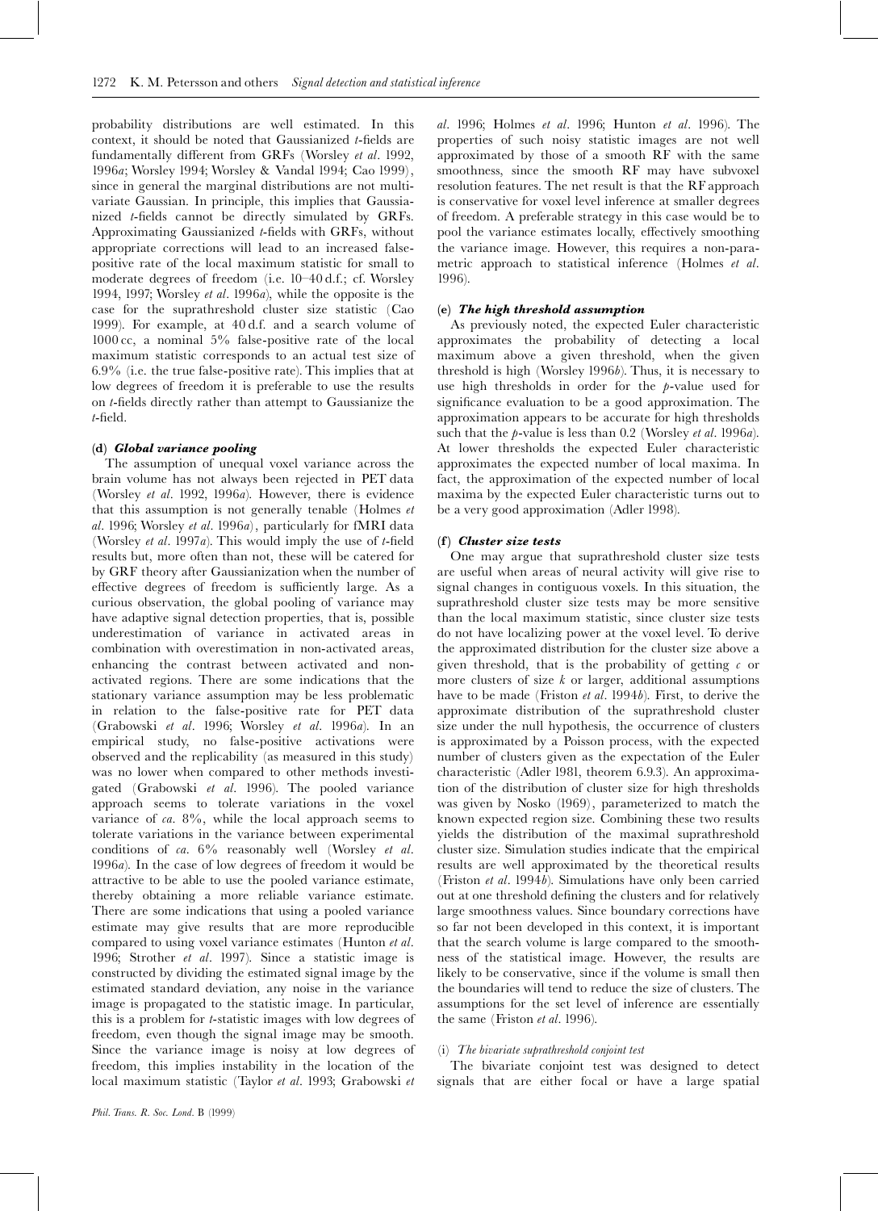probability distributions are well estimated. In this context, it should be noted that Gaussianized $t$-fields are fundamentally different from GRFs (Worsley *et al*. 1992, 1996*a*; Worsley 1994; Worsley & Vandal 1994; Cao 1999), since in general the marginal distributions are not multivariate Gaussian. In principle, this implies that Gaussianized $t$-fields cannot be directly simulated by GRFs. Approximating Gaussianized $t$-fields with GRFs, without appropriate corrections will lead to an increased false-positive rate of the local maximum statistic for small to moderate degrees of freedom (i.e. 10–40 d.f.; cf. Worsley 1994, 1997; Worsley *et al*. 1996*a*), while the opposite is the case for the suprathreshold cluster size statistic (Cao 1999). For example, at 40 d.f. and a search volume of 1000 cc, a nominal 5% false-positive rate of the local maximum statistic corresponds to an actual test size of 6.9% (i.e. the true false-positive rate). This implies that at low degrees of freedom it is preferable to use the results on $t$-fields directly rather than attempt to Gaussianize the $t$-field.

### (d) *Global variance pooling*

The assumption of unequal voxel variance across the brain volume has not always been rejected in PET data (Worsley *et al*. 1992, 1996*a*). However, there is evidence that this assumption is not generally tenable (Holmes *et al*. 1996; Worsley *et al*. 1996*a*), particularly for fMRI data (Worsley *et al*. 1997*a*). This would imply the use of $t$-field results but, more often than not, these will be catered for by GRF theory after Gaussianization when the number of effective degrees of freedom is sufficiently large. As a curious observation, the global pooling of variance may have adaptive signal detection properties, that is, possible underestimation of variance in activated areas in combination with overestimation in non-activated areas, enhancing the contrast between activated and non-activated regions. There are some indications that the stationary variance assumption may be less problematic in relation to the false-positive rate for PET data (Grabowski *et al*. 1996; Worsley *et al*. 1996*a*). In an empirical study, no false-positive activations were observed and the replicability (as measured in this study) was no lower when compared to other methods investigated (Grabowski *et al*. 1996). The pooled variance approach seems to tolerate variations in the voxel variance of *ca*. 8%, while the local approach seems to tolerate variations in the variance between experimental conditions of *ca*. 6% reasonably well (Worsley *et al*. 1996*a*). In the case of low degrees of freedom it would be attractive to be able to use the pooled variance estimate, thereby obtaining a more reliable variance estimate. There are some indications that using a pooled variance estimate may give results that are more reproducible compared to using voxel variance estimates (Hunton *et al*. 1996; Strother *et al*. 1997). Since a statistic image is constructed by dividing the estimated signal image by the estimated standard deviation, any noise in the variance image is propagated to the statistic image. In particular, this is a problem for $t$-statistic images with low degrees of freedom, even though the signal image may be smooth. Since the variance image is noisy at low degrees of freedom, this implies instability in the location of the local maximum statistic (Taylor *et al*. 1993; Grabowski *et al*. 1996; Holmes *et al*. 1996; Hunton *et al*. 1996). The properties of such noisy statistic images are not well approximated by those of a smooth RF with the same smoothness, since the smooth RF may have subvoxel resolution features. The net result is that the RF approach is conservative for voxel level inference at smaller degrees of freedom. A preferable strategy in this case would be to pool the variance estimates locally, effectively smoothing the variance image. However, this requires a non-parametric approach to statistical inference (Holmes *et al*. 1996).

### (e) *The high threshold assumption*

As previously noted, the expected Euler characteristic approximates the probability of detecting a local maximum above a given threshold, when the given threshold is high (Worsley 1996*b*). Thus, it is necessary to use high thresholds in order for the $p$-value used for significance evaluation to be a good approximation. The approximation appears to be accurate for high thresholds such that the $p$-value is less than 0.2 (Worsley *et al*. 1996*a*). At lower thresholds the expected Euler characteristic approximates the expected number of local maxima. In fact, the approximation of the expected number of local maxima by the expected Euler characteristic turns out to be a very good approximation (Adler 1998).

### (f) *Cluster size tests*

One may argue that suprathreshold cluster size tests are useful when areas of neural activity will give rise to signal changes in contiguous voxels. In this situation, the suprathreshold cluster size tests may be more sensitive than the local maximum statistic, since cluster size tests do not have localizing power at the voxel level. To derive the approximated distribution for the cluster size above a given threshold, that is the probability of getting $c$ or more clusters of size $k$ or larger, additional assumptions have to be made (Friston *et al*. 1994*b*). First, to derive the approximate distribution of the suprathreshold cluster size under the null hypothesis, the occurrence of clusters is approximated by a Poisson process, with the expected number of clusters given as the expectation of the Euler characteristic (Adler 1981, theorem 6.9.3). An approximation of the distribution of cluster size for high thresholds was given by Nosko (1969), parameterized to match the known expected region size. Combining these two results yields the distribution of the maximal suprathreshold cluster size. Simulation studies indicate that the empirical results are well approximated by the theoretical results (Friston *et al*. 1994*b*). Simulations have only been carried out at one threshold defining the clusters and for relatively large smoothness values. Since boundary corrections have so far not been developed in this context, it is important that the search volume is large compared to the smoothness of the statistical image. However, the results are likely to be conservative, since if the volume is small then the boundaries will tend to reduce the size of clusters. The assumptions for the set level of inference are essentially the same (Friston *et al*. 1996).

#### (i) *The bivariate suprathreshold conjoint test*

The bivariate conjoint test was designed to detect signals that are either focal or have a large spatial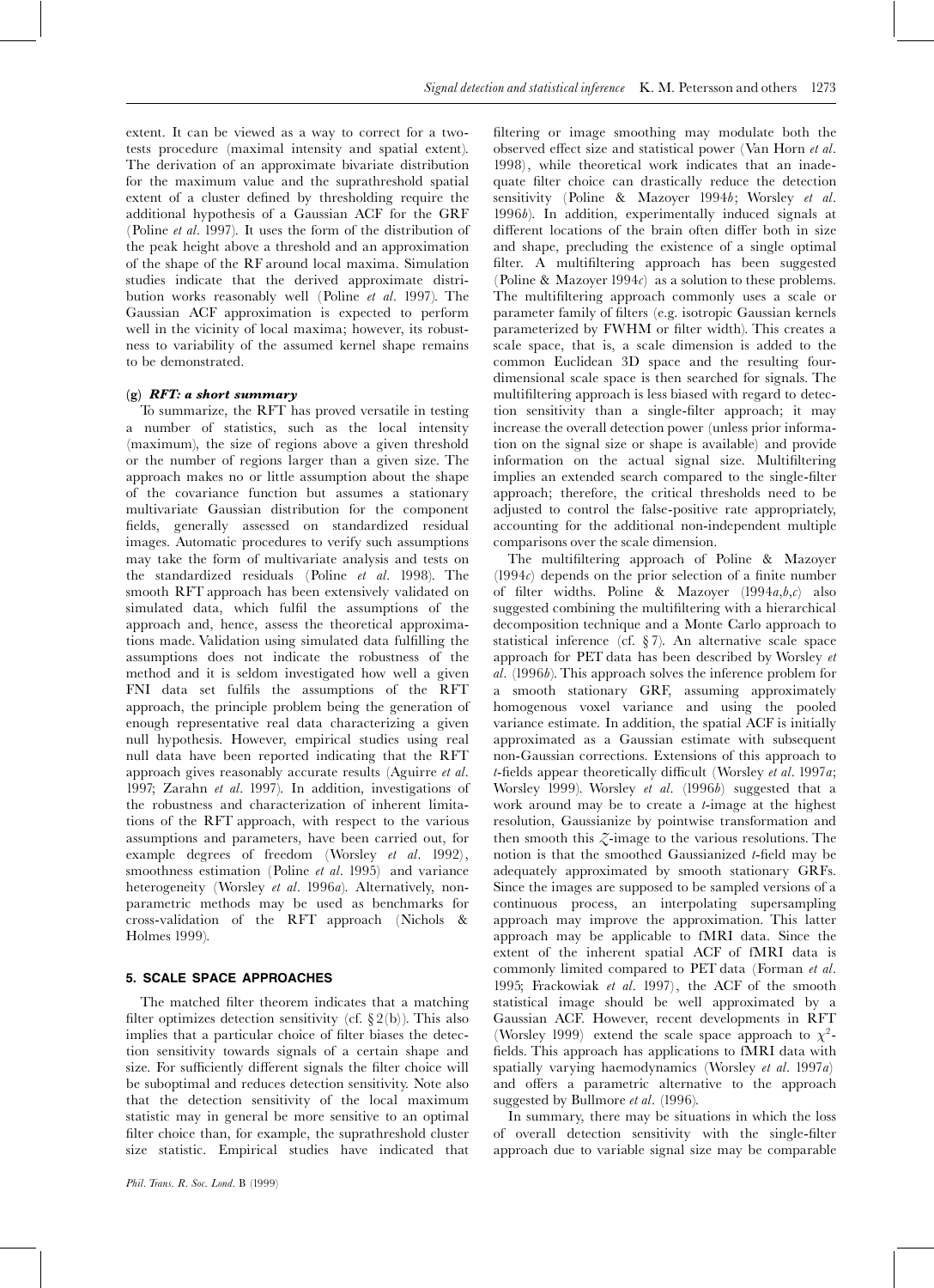extent. It can be viewed as a way to correct for a two-tests procedure (maximal intensity and spatial extent). The derivation of an approximate bivariate distribution for the maximum value and the suprathreshold spatial extent of a cluster defined by thresholding require the additional hypothesis of a Gaussian ACF for the GRF (Poline *et al*. 1997). It uses the form of the distribution of the peak height above a threshold and an approximation of the shape of the RF around local maxima. Simulation studies indicate that the derived approximate distribution works reasonably well (Poline *et al*. 1997). The Gaussian ACF approximation is expected to perform well in the vicinity of local maxima; however, its robustness to variability of the assumed kernel shape remains to be demonstrated.

### (g) *RFT: a short summary*

To summarize, the RFT has proved versatile in testing a number of statistics, such as the local intensity (maximum), the size of regions above a given threshold or the number of regions larger than a given size. The approach makes no or little assumption about the shape of the covariance function but assumes a stationary multivariate Gaussian distribution for the component fields, generally assessed on standardized residual images. Automatic procedures to verify such assumptions may take the form of multivariate analysis and tests on the standardized residuals (Poline *et al*. 1998). The smooth RFT approach has been extensively validated on simulated data, which fulfil the assumptions of the approach and, hence, assess the theoretical approximations made. Validation using simulated data fulfilling the assumptions does not indicate the robustness of the method and it is seldom investigated how well a given FNI data set fulfils the assumptions of the RFT approach, the principle problem being the generation of enough representative real data characterizing a given null hypothesis. However, empirical studies using real null data have been reported indicating that the RFT approach gives reasonably accurate results (Aguirre *et al*. 1997; Zarahn *et al*. 1997). In addition, investigations of the robustness and characterization of inherent limitations of the RFT approach, with respect to the various assumptions and parameters, have been carried out, for example degrees of freedom (Worsley *et al*. 1992), smoothness estimation (Poline *et al*. 1995) and variance heterogeneity (Worsley *et al*. 1996*a*). Alternatively, non-parametric methods may be used as benchmarks for cross-validation of the RFT approach (Nichols & Holmes 1999).

## 5. SCALE SPACE APPROACHES

The matched filter theorem indicates that a matching filter optimizes detection sensitivity (cf. §2(b)). This also implies that a particular choice of filter biases the detection sensitivity towards signals of a certain shape and size. For sufficiently different signals the filter choice will be suboptimal and reduces detection sensitivity. Note also that the detection sensitivity of the local maximum statistic may in general be more sensitive to an optimal filter choice than, for example, the suprathreshold cluster size statistic. Empirical studies have indicated that filtering or image smoothing may modulate both the observed effect size and statistical power (Van Horn *et al*. 1998), while theoretical work indicates that an inadequate filter choice can drastically reduce the detection sensitivity (Poline & Mazoyer 1994*b*; Worsley *et al*. 1996*b*). In addition, experimentally induced signals at different locations of the brain often differ both in size and shape, precluding the existence of a single optimal filter. A multifiltering approach has been suggested (Poline & Mazoyer 1994*c*) as a solution to these problems. The multifiltering approach commonly uses a scale or parameter family of filters (e.g. isotropic Gaussian kernels parameterized by FWHM or filter width). This creates a scale space, that is, a scale dimension is added to the common Euclidean 3D space and the resulting four-dimensional scale space is then searched for signals. The multifiltering approach is less biased with regard to detection sensitivity than a single-filter approach; it may increase the overall detection power (unless prior information on the signal size or shape is available) and provide information on the actual signal size. Multifiltering implies an extended search compared to the single-filter approach; therefore, the critical thresholds need to be adjusted to control the false-positive rate appropriately, accounting for the additional non-independent multiple comparisons over the scale dimension.

The multifiltering approach of Poline & Mazoyer (1994*c*) depends on the prior selection of a finite number of filter widths. Poline & Mazoyer (1994*a*,*b*,*c*) also suggested combining the multifiltering with a hierarchical decomposition technique and a Monte Carlo approach to statistical inference (cf. §7). An alternative scale space approach for PET data has been described by Worsley *et al*. (1996*b*). This approach solves the inference problem for a smooth stationary GRF, assuming approximately homogenous voxel variance and using the pooled variance estimate. In addition, the spatial ACF is initially approximated as a Gaussian estimate with subsequent non-Gaussian corrections. Extensions of this approach to *t*-fields appear theoretically difficult (Worsley *et al*. 1997*a*; Worsley 1999). Worsley *et al*. (1996*b*) suggested that a work around may be to create a *t*-image at the highest resolution, Gaussianize by pointwise transformation and then smooth this $Z$-image to the various resolutions. The notion is that the smoothed Gaussianized *t*-field may be adequately approximated by smooth stationary GRFs. Since the images are supposed to be sampled versions of a continuous process, an interpolating supersampling approach may improve the approximation. This latter approach may be applicable to fMRI data. Since the extent of the inherent spatial ACF of fMRI data is commonly limited compared to PET data (Forman *et al*. 1995; Frackowiak *et al*. 1997), the ACF of the smooth statistical image should be well approximated by a Gaussian ACF. However, recent developments in RFT (Worsley 1999) extend the scale space approach to $\chi^2$-fields. This approach has applications to fMRI data with spatially varying haemodynamics (Worsley *et al*. 1997*a*) and offers a parametric alternative to the approach suggested by Bullmore *et al*. (1996).

In summary, there may be situations in which the loss of overall detection sensitivity with the single-filter approach due to variable signal size may be comparable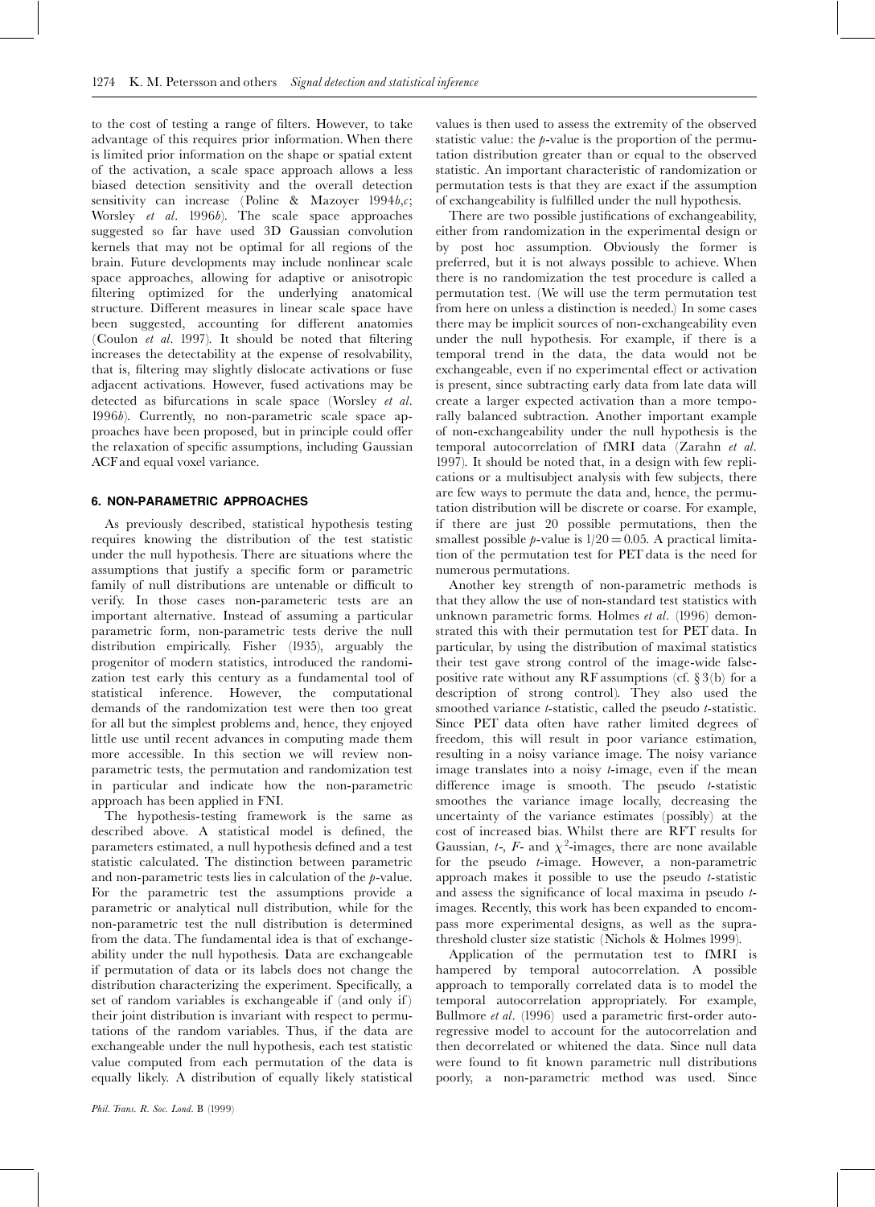to the cost of testing a range of filters. However, to take advantage of this requires prior information. When there is limited prior information on the shape or spatial extent of the activation, a scale space approach allows a less biased detection sensitivity and the overall detection sensitivity can increase (Poline & Mazoyer 1994*b*,*c*; Worsley *et al*. 1996*b*). The scale space approaches suggested so far have used 3D Gaussian convolution kernels that may not be optimal for all regions of the brain. Future developments may include nonlinear scale space approaches, allowing for adaptive or anisotropic filtering optimized for the underlying anatomical structure. Different measures in linear scale space have been suggested, accounting for different anatomies (Coulon *et al*. 1997). It should be noted that filtering increases the detectability at the expense of resolvability, that is, filtering may slightly dislocate activations or fuse adjacent activations. However, fused activations may be detected as bifurcations in scale space (Worsley *et al*. 1996*b*). Currently, no non-parametric scale space approaches have been proposed, but in principle could offer the relaxation of specific assumptions, including Gaussian ACF and equal voxel variance.

## 6. NON-PARAMETRIC APPROACHES

As previously described, statistical hypothesis testing requires knowing the distribution of the test statistic under the null hypothesis. There are situations where the assumptions that justify a specific form or parametric family of null distributions are untenable or difficult to verify. In those cases non-parameteric tests are an important alternative. Instead of assuming a particular parametric form, non-parametric tests derive the null distribution empirically. Fisher (1935), arguably the progenitor of modern statistics, introduced the randomization test early this century as a fundamental tool of statistical inference. However, the computational demands of the randomization test were then too great for all but the simplest problems and, hence, they enjoyed little use until recent advances in computing made them more accessible. In this section we will review non-parametric tests, the permutation and randomization test in particular and indicate how the non-parametric approach has been applied in FNI.

The hypothesis-testing framework is the same as described above. A statistical model is defined, the parameters estimated, a null hypothesis defined and a test statistic calculated. The distinction between parametric and non-parametric tests lies in calculation of the $p$-value. For the parametric test the assumptions provide a parametric or analytical null distribution, while for the non-parametric test the null distribution is determined from the data. The fundamental idea is that of exchangeability under the null hypothesis. Data are exchangeable if permutation of data or its labels does not change the distribution characterizing the experiment. Specifically, a set of random variables is exchangeable if (and only if) their joint distribution is invariant with respect to permutations of the random variables. Thus, if the data are exchangeable under the null hypothesis, each test statistic value computed from each permutation of the data is equally likely. A distribution of equally likely statistical values is then used to assess the extremity of the observed statistic value: the $p$-value is the proportion of the permutation distribution greater than or equal to the observed statistic. An important characteristic of randomization or permutation tests is that they are exact if the assumption of exchangeability is fulfilled under the null hypothesis.

There are two possible justifications of exchangeability, either from randomization in the experimental design or by post hoc assumption. Obviously the former is preferred, but it is not always possible to achieve. When there is no randomization the test procedure is called a permutation test. (We will use the term permutation test from here on unless a distinction is needed.) In some cases there may be implicit sources of non-exchangeability even under the null hypothesis. For example, if there is a temporal trend in the data, the data would not be exchangeable, even if no experimental effect or activation is present, since subtracting early data from late data will create a larger expected activation than a more temporally balanced subtraction. Another important example of non-exchangeability under the null hypothesis is the temporal autocorrelation of fMRI data (Zarahn *et al*. 1997). It should be noted that, in a design with few replications or a multisubject analysis with few subjects, there are few ways to permute the data and, hence, the permutation distribution will be discrete or coarse. For example, if there are just 20 possible permutations, then the smallest possible $p$-value is $1/20 = 0.05$. A practical limitation of the permutation test for PET data is the need for numerous permutations.

Another key strength of non-parametric methods is that they allow the use of non-standard test statistics with unknown parametric forms. Holmes *et al*. (1996) demonstrated this with their permutation test for PET data. In particular, by using the distribution of maximal statistics their test gave strong control of the image-wide false-positive rate without any RF assumptions (cf. § 3(b) for a description of strong control). They also used the smoothed variance $t$-statistic, called the pseudo $t$-statistic. Since PET data often have rather limited degrees of freedom, this will result in poor variance estimation, resulting in a noisy variance image. The noisy variance image translates into a noisy $t$-image, even if the mean difference image is smooth. The pseudo $t$-statistic smoothes the variance image locally, decreasing the uncertainty of the variance estimates (possibly) at the cost of increased bias. Whilst there are RFT results for Gaussian, $t$-, $F$- and $\chi^2$-images, there are none available for the pseudo $t$-image. However, a non-parametric approach makes it possible to use the pseudo $t$-statistic and assess the significance of local maxima in pseudo $t$-images. Recently, this work has been expanded to encompass more experimental designs, as well as the suprathreshold cluster size statistic (Nichols & Holmes 1999).

Application of the permutation test to fMRI is hampered by temporal autocorrelation. A possible approach to temporally correlated data is to model the temporal autocorrelation appropriately. For example, Bullmore *et al*. (1996) used a parametric first-order autoregressive model to account for the autocorrelation and then decorrelated or whitened the data. Since null data were found to fit known parametric null distributions poorly, a non-parametric method was used. Since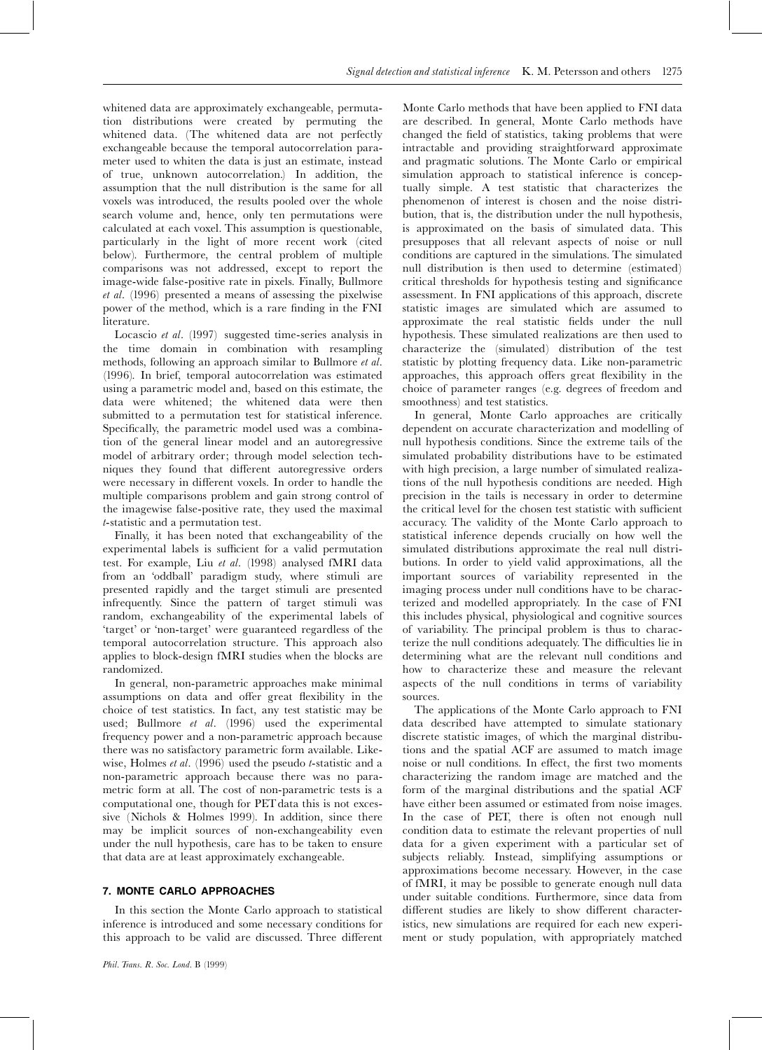whitened data are approximately exchangeable, permutation distributions were created by permuting the whitened data. (The whitened data are not perfectly exchangeable because the temporal autocorrelation parameter used to whiten the data is just an estimate, instead of true, unknown autocorrelation.) In addition, the assumption that the null distribution is the same for all voxels was introduced, the results pooled over the whole search volume and, hence, only ten permutations were calculated at each voxel. This assumption is questionable, particularly in the light of more recent work (cited below). Furthermore, the central problem of multiple comparisons was not addressed, except to report the image-wide false-positive rate in pixels. Finally, Bullmore *et al*. (1996) presented a means of assessing the pixelwise power of the method, which is a rare finding in the FNI literature.

Locascio *et al*. (1997) suggested time-series analysis in the time domain in combination with resampling methods, following an approach similar to Bullmore *et al*. (1996). In brief, temporal autocorrelation was estimated using a parametric model and, based on this estimate, the data were whitened; the whitened data were then submitted to a permutation test for statistical inference. Specifically, the parametric model used was a combination of the general linear model and an autoregressive model of arbitrary order; through model selection techniques they found that different autoregressive orders were necessary in different voxels. In order to handle the multiple comparisons problem and gain strong control of the imagewise false-positive rate, they used the maximal *t*-statistic and a permutation test.

Finally, it has been noted that exchangeability of the experimental labels is sufficient for a valid permutation test. For example, Liu *et al*. (1998) analysed fMRI data from an 'oddball' paradigm study, where stimuli are presented rapidly and the target stimuli are presented infrequently. Since the pattern of target stimuli was random, exchangeability of the experimental labels of 'target' or 'non-target' were guaranteed regardless of the temporal autocorrelation structure. This approach also applies to block-design fMRI studies when the blocks are randomized.

In general, non-parametric approaches make minimal assumptions on data and offer great flexibility in the choice of test statistics. In fact, any test statistic may be used; Bullmore *et al*. (1996) used the experimental frequency power and a non-parametric approach because there was no satisfactory parametric form available. Likewise, Holmes *et al*. (1996) used the pseudo *t*-statistic and a non-parametric approach because there was no parametric form at all. The cost of non-parametric tests is a computational one, though for PET data this is not excessive (Nichols & Holmes 1999). In addition, since there may be implicit sources of non-exchangeability even under the null hypothesis, care has to be taken to ensure that data are at least approximately exchangeable.

## 7. MONTE CARLO APPROACHES

In this section the Monte Carlo approach to statistical inference is introduced and some necessary conditions for this approach to be valid are discussed. Three different Monte Carlo methods that have been applied to FNI data are described. In general, Monte Carlo methods have changed the field of statistics, taking problems that were intractable and providing straightforward approximate and pragmatic solutions. The Monte Carlo or empirical simulation approach to statistical inference is conceptually simple. A test statistic that characterizes the phenomenon of interest is chosen and the noise distribution, that is, the distribution under the null hypothesis, is approximated on the basis of simulated data. This presupposes that all relevant aspects of noise or null conditions are captured in the simulations. The simulated null distribution is then used to determine (estimated) critical thresholds for hypothesis testing and significance assessment. In FNI applications of this approach, discrete statistic images are simulated which are assumed to approximate the real statistic fields under the null hypothesis. These simulated realizations are then used to characterize the (simulated) distribution of the test statistic by plotting frequency data. Like non-parametric approaches, this approach offers great flexibility in the choice of parameter ranges (e.g. degrees of freedom and smoothness) and test statistics.

In general, Monte Carlo approaches are critically dependent on accurate characterization and modelling of null hypothesis conditions. Since the extreme tails of the simulated probability distributions have to be estimated with high precision, a large number of simulated realizations of the null hypothesis conditions are needed. High precision in the tails is necessary in order to determine the critical level for the chosen test statistic with sufficient accuracy. The validity of the Monte Carlo approach to statistical inference depends crucially on how well the simulated distributions approximate the real null distributions. In order to yield valid approximations, all the important sources of variability represented in the imaging process under null conditions have to be characterized and modelled appropriately. In the case of FNI this includes physical, physiological and cognitive sources of variability. The principal problem is thus to characterize the null conditions adequately. The difficulties lie in determining what are the relevant null conditions and how to characterize these and measure the relevant aspects of the null conditions in terms of variability sources.

The applications of the Monte Carlo approach to FNI data described have attempted to simulate stationary discrete statistic images, of which the marginal distributions and the spatial ACF are assumed to match image noise or null conditions. In effect, the first two moments characterizing the random image are matched and the form of the marginal distributions and the spatial ACF have either been assumed or estimated from noise images. In the case of PET, there is often not enough null condition data to estimate the relevant properties of null data for a given experiment with a particular set of subjects reliably. Instead, simplifying assumptions or approximations become necessary. However, in the case of fMRI, it may be possible to generate enough null data under suitable conditions. Furthermore, since data from different studies are likely to show different characteristics, new simulations are required for each new experiment or study population, with appropriately matched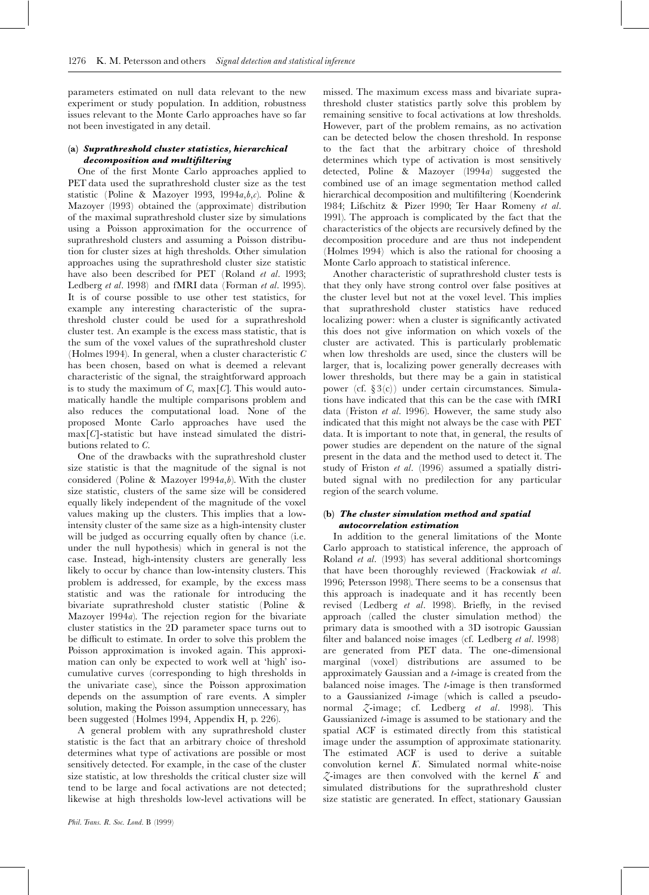parameters estimated on null data relevant to the new experiment or study population. In addition, robustness issues relevant to the Monte Carlo approaches have so far not been investigated in any detail.

### (a) *Suprathreshold cluster statistics, hierarchical decomposition and multifiltering*

One of the first Monte Carlo approaches applied to PET data used the suprathreshold cluster size as the test statistic (Poline & Mazoyer 1993, 1994*a*,*b*,*c*). Poline & Mazoyer (1993) obtained the (approximate) distribution of the maximal suprathreshold cluster size by simulations using a Poisson approximation for the occurrence of suprathreshold clusters and assuming a Poisson distribution for cluster sizes at high thresholds. Other simulation approaches using the suprathreshold cluster size statistic have also been described for PET (Roland *et al*. 1993; Ledberg *et al*. 1998) and fMRI data (Forman *et al*. 1995). It is of course possible to use other test statistics, for example any interesting characteristic of the suprathreshold cluster could be used for a suprathreshold cluster test. An example is the excess mass statistic, that is the sum of the voxel values of the suprathreshold cluster (Holmes 1994). In general, when a cluster characteristic $C$ has been chosen, based on what is deemed a relevant characteristic of the signal, the straightforward approach is to study the maximum of $C$, $\max[C]$. This would automatically handle the multiple comparisons problem and also reduces the computational load. None of the proposed Monte Carlo approaches have used the $\max[C]$-statistic but have instead simulated the distributions related to $C$.

One of the drawbacks with the suprathreshold cluster size statistic is that the magnitude of the signal is not considered (Poline & Mazoyer 1994*a*,*b*). With the cluster size statistic, clusters of the same size will be considered equally likely independent of the magnitude of the voxel values making up the clusters. This implies that a low-intensity cluster of the same size as a high-intensity cluster will be judged as occurring equally often by chance (i.e. under the null hypothesis) which in general is not the case. Instead, high-intensity clusters are generally less likely to occur by chance than low-intensity clusters. This problem is addressed, for example, by the excess mass statistic and was the rationale for introducing the bivariate suprathreshold cluster statistic (Poline & Mazoyer 1994*a*). The rejection region for the bivariate cluster statistics in the 2D parameter space turns out to be difficult to estimate. In order to solve this problem the Poisson approximation is invoked again. This approximation can only be expected to work well at 'high' iso-cumulative curves (corresponding to high thresholds in the univariate case), since the Poisson approximation depends on the assumption of rare events. A simpler solution, making the Poisson assumption unnecessary, has been suggested (Holmes 1994, Appendix H, p. 226).

A general problem with any suprathreshold cluster statistic is the fact that an arbitrary choice of threshold determines what type of activations are possible or most sensitively detected. For example, in the case of the cluster size statistic, at low thresholds the critical cluster size will tend to be large and focal activations are not detected; likewise at high thresholds low-level activations will be missed. The maximum excess mass and bivariate suprathreshold cluster statistics partly solve this problem by remaining sensitive to focal activations at low thresholds. However, part of the problem remains, as no activation can be detected below the chosen threshold. In response to the fact that the arbitrary choice of threshold determines which type of activation is most sensitively detected, Poline & Mazoyer (1994*a*) suggested the combined use of an image segmentation method called hierarchical decomposition and multifiltering (Koenderink 1984; Lifschitz & Pizer 1990; Ter Haar Romeny *et al*. 1991). The approach is complicated by the fact that the characteristics of the objects are recursively defined by the decomposition procedure and are thus not independent (Holmes 1994) which is also the rational for choosing a Monte Carlo approach to statistical inference.

Another characteristic of suprathreshold cluster tests is that they only have strong control over false positives at the cluster level but not at the voxel level. This implies that suprathreshold cluster statistics have reduced localizing power: when a cluster is significantly activated this does not give information on which voxels of the cluster are activated. This is particularly problematic when low thresholds are used, since the clusters will be larger, that is, localizing power generally decreases with lower thresholds, but there may be a gain in statistical power (cf. § 3(c)) under certain circumstances. Simulations have indicated that this can be the case with fMRI data (Friston *et al*. 1996). However, the same study also indicated that this might not always be the case with PET data. It is important to note that, in general, the results of power studies are dependent on the nature of the signal present in the data and the method used to detect it. The study of Friston *et al*. (1996) assumed a spatially distributed signal with no predilection for any particular region of the search volume.

### (b) *The cluster simulation method and spatial autocorrelation estimation*

In addition to the general limitations of the Monte Carlo approach to statistical inference, the approach of Roland *et al*. (1993) has several additional shortcomings that have been thoroughly reviewed (Frackowiak *et al*. 1996; Petersson 1998). There seems to be a consensus that this approach is inadequate and it has recently been revised (Ledberg *et al*. 1998). Briefly, in the revised approach (called the cluster simulation method) the primary data is smoothed with a 3D isotropic Gaussian filter and balanced noise images (cf. Ledberg *et al*. 1998) are generated from PET data. The one-dimensional marginal (voxel) distributions are assumed to be approximately Gaussian and a $t$-image is created from the balanced noise images. The $t$-image is then transformed to a Gaussianized $t$-image (which is called a pseudo-normal $Z$-image; cf. Ledberg *et al*. 1998). This Gaussianized $t$-image is assumed to be stationary and the spatial ACF is estimated directly from this statistical image under the assumption of approximate stationarity. The estimated ACF is used to derive a suitable convolution kernel $K$. Simulated normal white-noise $Z$-images are then convolved with the kernel $K$ and simulated distributions for the suprathreshold cluster size statistic are generated. In effect, stationary Gaussian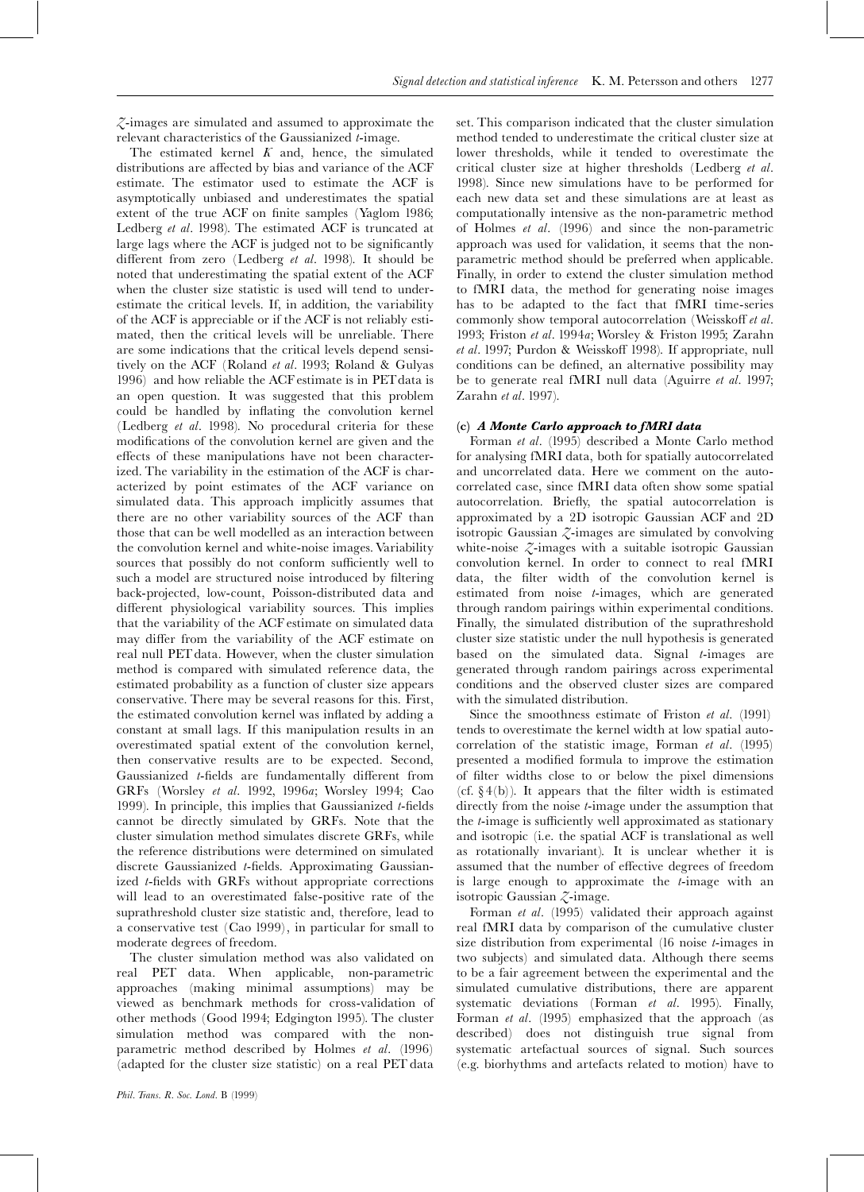$Z$-images are simulated and assumed to approximate the relevant characteristics of the Gaussianized $t$-image.

The estimated kernel $K$ and, hence, the simulated distributions are affected by bias and variance of the ACF estimate. The estimator used to estimate the ACF is asymptotically unbiased and underestimates the spatial extent of the true ACF on finite samples (Yaglom 1986; Ledberg *et al*. 1998). The estimated ACF is truncated at large lags where the ACF is judged not to be significantly different from zero (Ledberg *et al*. 1998). It should be noted that underestimating the spatial extent of the ACF when the cluster size statistic is used will tend to underestimate the critical levels. If, in addition, the variability of the ACF is appreciable or if the ACF is not reliably estimated, then the critical levels will be unreliable. There are some indications that the critical levels depend sensitively on the ACF (Roland *et al*. 1993; Roland & Gulyas 1996) and how reliable the ACF estimate is in PET data is an open question. It was suggested that this problem could be handled by inflating the convolution kernel (Ledberg *et al*. 1998). No procedural criteria for these modifications of the convolution kernel are given and the effects of these manipulations have not been characterized. The variability in the estimation of the ACF is characterized by point estimates of the ACF variance on simulated data. This approach implicitly assumes that there are no other variability sources of the ACF than those that can be well modelled as an interaction between the convolution kernel and white-noise images. Variability sources that possibly do not conform sufficiently well to such a model are structured noise introduced by filtering back-projected, low-count, Poisson-distributed data and different physiological variability sources. This implies that the variability of the ACF estimate on simulated data may differ from the variability of the ACF estimate on real null PET data. However, when the cluster simulation method is compared with simulated reference data, the estimated probability as a function of cluster size appears conservative. There may be several reasons for this. First, the estimated convolution kernel was inflated by adding a constant at small lags. If this manipulation results in an overestimated spatial extent of the convolution kernel, then conservative results are to be expected. Second, Gaussianized $t$-fields are fundamentally different from GRFs (Worsley *et al*. 1992, 1996*a*; Worsley 1994; Cao 1999). In principle, this implies that Gaussianized $t$-fields cannot be directly simulated by GRFs. Note that the cluster simulation method simulates discrete GRFs, while the reference distributions were determined on simulated discrete Gaussianized $t$-fields. Approximating Gaussianized $t$-fields with GRFs without appropriate corrections will lead to an overestimated false-positive rate of the suprathreshold cluster size statistic and, therefore, lead to a conservative test (Cao 1999), in particular for small to moderate degrees of freedom.

The cluster simulation method was also validated on real PET data. When applicable, non-parametric approaches (making minimal assumptions) may be viewed as benchmark methods for cross-validation of other methods (Good 1994; Edgington 1995). The cluster simulation method was compared with the non-parametric method described by Holmes *et al*. (1996) (adapted for the cluster size statistic) on a real PET data set. This comparison indicated that the cluster simulation method tended to underestimate the critical cluster size at lower thresholds, while it tended to overestimate the critical cluster size at higher thresholds (Ledberg *et al*. 1998). Since new simulations have to be performed for each new data set and these simulations are at least as computationally intensive as the non-parametric method of Holmes *et al*. (1996) and since the non-parametric approach was used for validation, it seems that the non-parametric method should be preferred when applicable. Finally, in order to extend the cluster simulation method to fMRI data, the method for generating noise images has to be adapted to the fact that fMRI time-series commonly show temporal autocorrelation (Weisskoff *et al*. 1993; Friston *et al*. 1994*a*; Worsley & Friston 1995; Zarahn *et al*. 1997; Purdon & Weisskoff 1998). If appropriate, null conditions can be defined, an alternative possibility may be to generate real fMRI null data (Aguirre *et al*. 1997; Zarahn *et al*. 1997).

### (c) *A Monte Carlo approach to fMRI data*

Forman *et al*. (1995) described a Monte Carlo method for analysing fMRI data, both for spatially autocorrelated and uncorrelated data. Here we comment on the autocorrelated case, since fMRI data often show some spatial autocorrelation. Briefly, the spatial autocorrelation is approximated by a 2D isotropic Gaussian ACF and 2D isotropic Gaussian $Z$-images are simulated by convolving white-noise $Z$-images with a suitable isotropic Gaussian convolution kernel. In order to connect to real fMRI data, the filter width of the convolution kernel is estimated from noise $t$-images, which are generated through random pairings within experimental conditions. Finally, the simulated distribution of the suprathreshold cluster size statistic under the null hypothesis is generated based on the simulated data. Signal $t$-images are generated through random pairings across experimental conditions and the observed cluster sizes are compared with the simulated distribution.

Since the smoothness estimate of Friston *et al*. (1991) tends to overestimate the kernel width at low spatial autocorrelation of the statistic image, Forman *et al*. (1995) presented a modified formula to improve the estimation of filter widths close to or below the pixel dimensions (cf. §4(b)). It appears that the filter width is estimated directly from the noise $t$-image under the assumption that the $t$-image is sufficiently well approximated as stationary and isotropic (i.e. the spatial ACF is translational as well as rotationally invariant). It is unclear whether it is assumed that the number of effective degrees of freedom is large enough to approximate the $t$-image with an isotropic Gaussian $Z$-image.

Forman *et al*. (1995) validated their approach against real fMRI data by comparison of the cumulative cluster size distribution from experimental (16 noise $t$-images in two subjects) and simulated data. Although there seems to be a fair agreement between the experimental and the simulated cumulative distributions, there are apparent systematic deviations (Forman *et al*. 1995). Finally, Forman *et al*. (1995) emphasized that the approach (as described) does not distinguish true signal from systematic artefactual sources of signal. Such sources (e.g. biorhythms and artefacts related to motion) have to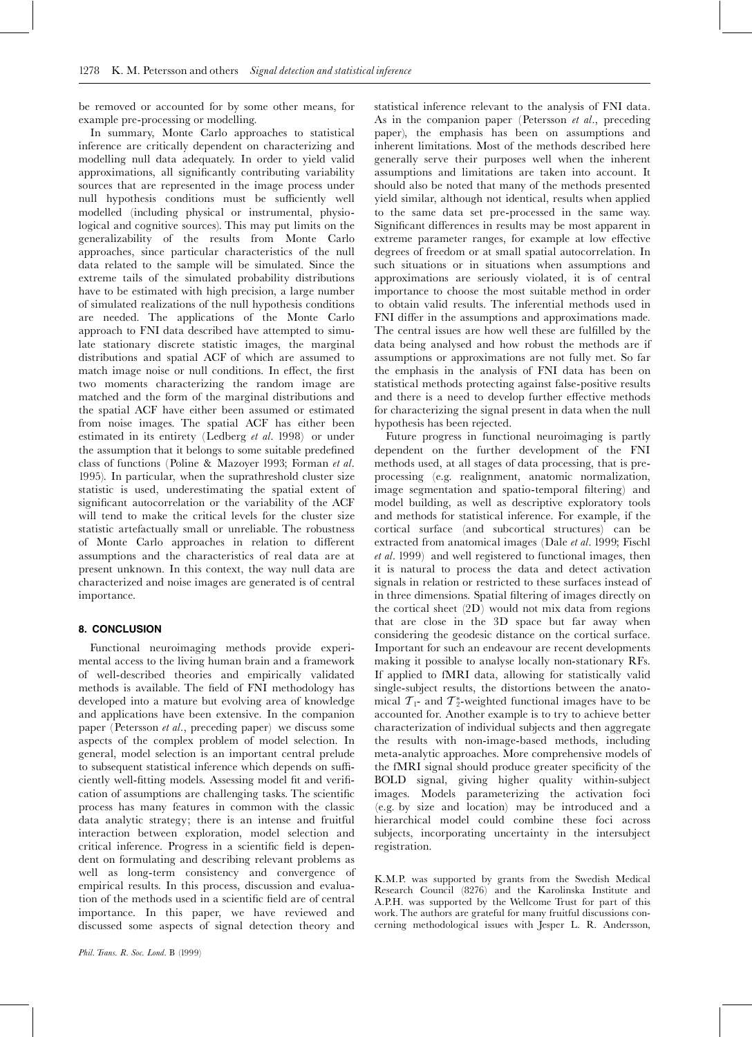be removed or accounted for by some other means, for example pre-processing or modelling.

In summary, Monte Carlo approaches to statistical inference are critically dependent on characterizing and modelling null data adequately. In order to yield valid approximations, all significantly contributing variability sources that are represented in the image process under null hypothesis conditions must be sufficiently well modelled (including physical or instrumental, physiological and cognitive sources). This may put limits on the generalizability of the results from Monte Carlo approaches, since particular characteristics of the null data related to the sample will be simulated. Since the extreme tails of the simulated probability distributions have to be estimated with high precision, a large number of simulated realizations of the null hypothesis conditions are needed. The applications of the Monte Carlo approach to FNI data described have attempted to simulate stationary discrete statistic images, the marginal distributions and spatial ACF of which are assumed to match image noise or null conditions. In effect, the first two moments characterizing the random image are matched and the form of the marginal distributions and the spatial ACF have either been assumed or estimated from noise images. The spatial ACF has either been estimated in its entirety (Ledberg *et al.* 1998) or under the assumption that it belongs to some suitable predefined class of functions (Poline & Mazoyer 1993; Forman *et al.* 1995). In particular, when the suprathreshold cluster size statistic is used, underestimating the spatial extent of significant autocorrelation or the variability of the ACF will tend to make the critical levels for the cluster size statistic artefactually small or unreliable. The robustness of Monte Carlo approaches in relation to different assumptions and the characteristics of real data are at present unknown. In this context, the way null data are characterized and noise images are generated is of central importance.

## 8. CONCLUSION

Functional neuroimaging methods provide experimental access to the living human brain and a framework of well-described theories and empirically validated methods is available. The field of FNI methodology has developed into a mature but evolving area of knowledge and applications have been extensive. In the companion paper (Petersson *et al.*, preceding paper) we discuss some aspects of the complex problem of model selection. In general, model selection is an important central prelude to subsequent statistical inference which depends on sufficiently well-fitting models. Assessing model fit and verification of assumptions are challenging tasks. The scientific process has many features in common with the classic data analytic strategy; there is an intense and fruitful interaction between exploration, model selection and critical inference. Progress in a scientific field is dependent on formulating and describing relevant problems as well as long-term consistency and convergence of empirical results. In this process, discussion and evaluation of the methods used in a scientific field are of central importance. In this paper, we have reviewed and discussed some aspects of signal detection theory and statistical inference relevant to the analysis of FNI data. As in the companion paper (Petersson *et al.*, preceding paper), the emphasis has been on assumptions and inherent limitations. Most of the methods described here generally serve their purposes well when the inherent assumptions and limitations are taken into account. It should also be noted that many of the methods presented yield similar, although not identical, results when applied to the same data set pre-processed in the same way. Significant differences in results may be most apparent in extreme parameter ranges, for example at low effective degrees of freedom or at small spatial autocorrelation. In such situations or in situations when assumptions and approximations are seriously violated, it is of central importance to choose the most suitable method in order to obtain valid results. The inferential methods used in FNI differ in the assumptions and approximations made. The central issues are how well these are fulfilled by the data being analysed and how robust the methods are if assumptions or approximations are not fully met. So far the emphasis in the analysis of FNI data has been on statistical methods protecting against false-positive results and there is a need to develop further effective methods for characterizing the signal present in data when the null hypothesis has been rejected.

Future progress in functional neuroimaging is partly dependent on the further development of the FNI methods used, at all stages of data processing, that is pre-processing (e.g. realignment, anatomic normalization, image segmentation and spatio-temporal filtering) and model building, as well as descriptive exploratory tools and methods for statistical inference. For example, if the cortical surface (and subcortical structures) can be extracted from anatomical images (Dale *et al.* 1999; Fischl *et al.* 1999) and well registered to functional images, then it is natural to process the data and detect activation signals in relation or restricted to these surfaces instead of in three dimensions. Spatial filtering of images directly on the cortical sheet (2D) would not mix data from regions that are close in the 3D space but far away when considering the geodesic distance on the cortical surface. Important for such an endeavour are recent developments making it possible to analyse locally non-stationary RFs. If applied to fMRI data, allowing for statistically valid single-subject results, the distortions between the anatomical $\mathcal{T}_1$- and $\mathcal{T}_2^*$-weighted functional images have to be accounted for. Another example is to try to achieve better characterization of individual subjects and then aggregate the results with non-image-based methods, including meta-analytic approaches. More comprehensive models of the fMRI signal should produce greater specificity of the BOLD signal, giving higher quality within-subject images. Models parameterizing the activation foci (e.g. by size and location) may be introduced and a hierarchical model could combine these foci across subjects, incorporating uncertainty in the intersubject registration.

K.M.P. was supported by grants from the Swedish Medical Research Council (8276) and the Karolinska Institute and A.P.H. was supported by the Wellcome Trust for part of this work. The authors are grateful for many fruitful discussions concerning methodological issues with Jesper L. R. Andersson,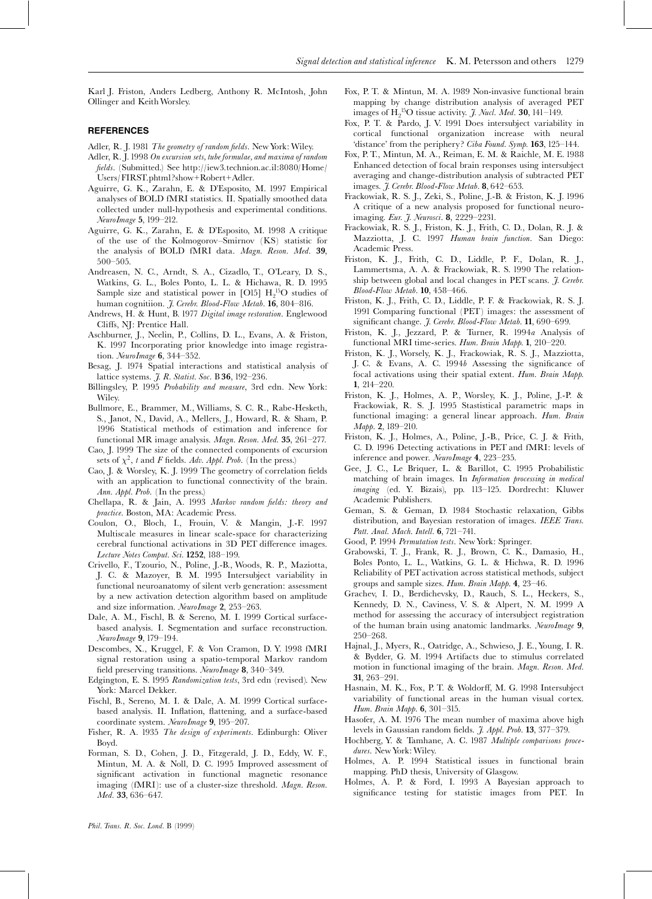Karl J. Friston, Anders Ledberg, Anthony R. McIntosh, John Ollinger and Keith Worsley.

## REFERENCES

Adler, R. J. 1981 *The geometry of random fields*. New York: Wiley.

Adler, R. J. 1998 *On excursion sets, tube formulae, and maxima of random fields*. (Submitted.) See http://iew3.technion.ac.il:8080/Home/Users/FIRST.phtml?show+Robert+Adler.

Aguirre, G. K., Zarahn, E. & D'Esposito, M. 1997 Empirical analyses of BOLD fMRI statistics. II. Spatially smoothed data collected under null-hypothesis and experimental conditions. *NeuroImage* **5**, 199–212.

Aguirre, G. K., Zarahn, E. & D'Esposito, M. 1998 A critique of the use of the Kolmogorov–Smirnov (KS) statistic for the analysis of BOLD fMRI data. *Magn. Reson. Med.* **39**, 500–505.

Andreasen, N. C., Arndt, S. A., Cizadlo, T., O'Leary, D. S., Watkins, G. L., Boles Ponto, L. L. & Hichawa, R. D. 1995 Sample size and statistical power in [O15] $H_2^{15}O$ studies of human cognitiion. *J. Cerebr. Blood-Flow Metab.* **16**, 804–816.

Andrews, H. & Hunt, B. 1977 *Digital image restoration*. Englewood Cliffs, NJ: Prentice Hall.

Aschburner, J., Neelin, P., Collins, D. L., Evans, A. & Friston, K. 1997 Incorporating prior knowledge into image registration. *NeuroImage* **6**, 344–352.

Besag, J. 1974 Spatial interactions and statistical analysis of lattice systems. *J. R. Statist. Soc.* B **36**, 192–236.

Billingsley, P. 1995 *Probability and measure*, 3rd edn. New York: Wiley.

Bullmore, E., Brammer, M., Williams, S. C. R., Rabe-Hesketh, S., Janot, N., David, A., Mellers, J., Howard, R. & Sham, P. 1996 Statistical methods of estimation and inference for functional MR image analysis. *Magn. Reson. Med.* **35**, 261–277.

Cao, J. 1999 The size of the connected components of excursion sets of $\chi^2$, $t$ and $F$ fields. *Adv. Appl. Prob.* (In the press.)

Cao, J. & Worsley, K. J. 1999 The geometry of correlation fields with an application to functional connectivity of the brain. *Ann. Appl. Prob.* (In the press.)

Chellapa, R. & Jain, A. 1993 *Markov random fields: theory and practice*. Boston, MA: Academic Press.

Coulon, O., Bloch, I., Frouin, V. & Mangin, J.-F. 1997 Multiscale measures in linear scale-space for characterizing cerebral functional activations in 3D PET difference images. *Lecture Notes Comput. Sci.* **1252**, 188–199.

Crivello, F., Tzourio, N., Poline, J.-B., Woods, R. P., Maziotta, J. C. & Mazoyer, B. M. 1995 Intersubject variability in functional neuroanatomy of silent verb generation: assessment by a new activation detection algorithm based on amplitude and size information. *NeuroImage* **2**, 253–263.

Dale, A. M., Fischl, B. & Sereno, M. I. 1999 Cortical surface-based analysis. I. Segmentation and surface reconstruction. *NeuroImage* **9**, 179–194.

Descombes, X., Kruggel, F. & Von Cramon, D. Y. 1998 fMRI signal restoration using a spatio-temporal Markov random field preserving transitions. *NeuroImage* **8**, 340–349.

Edgington, E. S. 1995 *Randomization tests*, 3rd edn (revised). New York: Marcel Dekker.

Fischl, B., Sereno, M. I. & Dale, A. M. 1999 Cortical surface-based analysis. II. Inflation, flattening, and a surface-based coordinate system. *NeuroImage* **9**, 195–207.

Fisher, R. A. 1935 *The design of experiments*. Edinburgh: Oliver Boyd.

Forman, S. D., Cohen, J. D., Fitzgerald, J. D., Eddy, W. F., Mintun, M. A. & Noll, D. C. 1995 Improved assessment of significant activation in functional magnetic resonance imaging (fMRI): use of a cluster-size threshold. *Magn. Reson. Med.* **33**, 636–647.

Fox, P. T. & Mintun, M. A. 1989 Non-invasive functional brain mapping by change distribution analysis of averaged PET images of $H_2^{15}O$ tissue activity. *J. Nucl. Med.* **30**, 141–149.

Fox, P. T. & Pardo, J. V. 1991 Does intersubject variability in cortical functional organization increase with neural 'distance' from the periphery? *Ciba Found. Symp.* **163**, 125–144.

Fox, P. T., Mintun, M. A., Reiman, E. M. & Raichle, M. E. 1988 Enhanced detection of focal brain responses using intersubject averaging and change-distribution analysis of subtracted PET images. *J. Cerebr. Blood-Flow Metab.* **8**, 642–653.

Frackowiak, R. S. J., Zeki, S., Poline, J.-B. & Friston, K. J. 1996 A critique of a new analysis proposed for functional neuroimaging. *Eur. J. Neurosci.* **8**, 2229–2231.

Frackowiak, R. S. J., Friston, K. J., Frith, C. D., Dolan, R. J. & Mazziotta, J. C. 1997 *Human brain function*. San Diego: Academic Press.

Friston, K. J., Frith, C. D., Liddle, P. F., Dolan, R. J., Lammertsma, A. A. & Frackowiak, R. S. 1990 The relationship between global and local changes in PET scans. *J. Cerebr. Blood-Flow Metab.* **10**, 458–466.

Friston, K. J., Frith, C. D., Liddle, P. F. & Frackowiak, R. S. J. 1991 Comparing functional (PET) images: the assessment of significant change. *J. Cerebr. Blood-Flow Metab.* **11**, 690–699.

Friston, K. J., Jezzard, P. & Turner, R. 1994*a* Analysis of functional MRI time-series. *Hum. Brain Mapp.* **1**, 210–220.

Friston, K. J., Worsely, K. J., Frackowiak, R. S. J., Mazziotta, J. C. & Evans, A. C. 1994*b* Assessing the significance of focal activations using their spatial extent. *Hum. Brain Mapp.* **1**, 214–220.

Friston, K. J., Holmes, A. P., Worsley, K. J., Poline, J.-P. & Frackowiak, R. S. J. 1995 Stastistical parametric maps in functional imaging: a general linear approach. *Hum. Brain Mapp.* **2**, 189–210.

Friston, K. J., Holmes, A., Poline, J.-B., Price, C. J. & Frith, C. D. 1996 Detecting activations in PET and fMRI: levels of inference and power. *NeuroImage* **4**, 223–235.

Gee, J. C., Le Briquer, L. & Barillot, C. 1995 Probabilistic matching of brain images. In *Information processing in medical imaging* (ed. Y. Bizais), pp. 113–125. Dordrecht: Kluwer Academic Publishers.

Geman, S. & Geman, D. 1984 Stochastic relaxation, Gibbs distribution, and Bayesian restoration of images. *IEEE Trans. Patt. Anal. Mach. Intell.* **6**, 721–741.

Good, P. 1994 *Permutation tests*. New York: Springer.

Grabowski, T. J., Frank, R. J., Brown, C. K., Damasio, H., Boles Ponto, L. L., Watkins, G. L. & Hichwa, R. D. 1996 Reliability of PET activation across statistical methods, subject groups and sample sizes. *Hum. Brain Mapp.* **4**, 23–46.

Grachev, I. D., Berdichevsky, D., Rauch, S. L., Heckers, S., Kennedy, D. N., Caviness, V. S. & Alpert, N. M. 1999 A method for assessing the accuracy of intersubject registration of the human brain using anatomic landmarks. *NeuroImage* **9**, 250–268.

Hajnal, J., Myers, R., Oatridge, A., Schwieso, J. E., Young, I. R. & Bydder, G. M. 1994 Artifacts due to stimulus correlated motion in functional imaging of the brain. *Magn. Reson. Med.* **31**, 263–291.

Hasnain, M. K., Fox, P. T. & Woldorff, M. G. 1998 Intersubject variability of functional areas in the human visual cortex. *Hum. Brain Mapp.* **6**, 301–315.

Hasofer, A. M. 1976 The mean number of maxima above high levels in Gaussian random fields. *J. Appl. Prob.* **13**, 377–379.

Hochberg, Y. & Tamhane, A. C. 1987 *Multiple comparisons procedures*. New York: Wiley.

Holmes, A. P. 1994 Statistical issues in functional brain mapping. PhD thesis, University of Glasgow.

Holmes, A. P. & Ford, I. 1993 A Bayesian approach to significance testing for statistic images from PET. In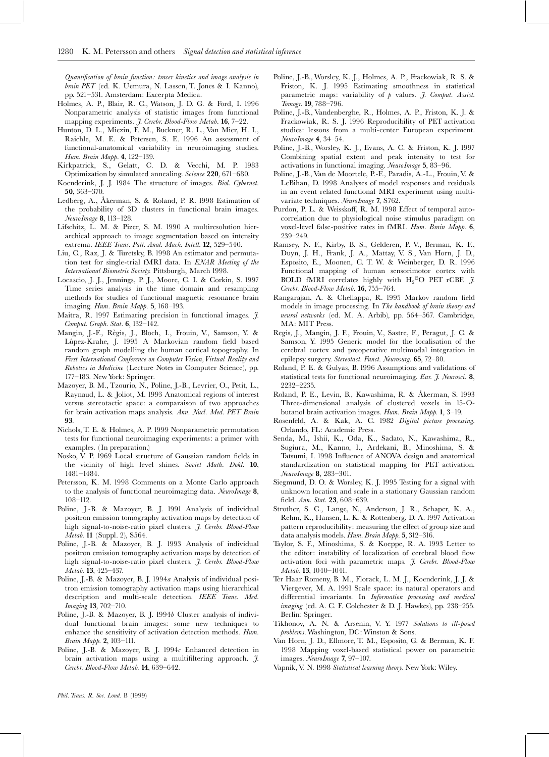*Quantification of brain function: tracer kinetics and image analysis in brain PET* (ed. K. Uemura, N. Lassen, T. Jones & I. Kanno), pp. 521–531. Amsterdam: Excerpta Medica.

Holmes, A. P., Blair, R. C., Watson, J. D. G. & Ford, I. 1996 Nonparametric analysis of statistic images from functional mapping experiments. *J. Cerebr. Blood-Flow Metab.* **16**, 7–22.

Hunton, D. L., Miezin, F. M., Buckner, R. L., Van Mier, H. I., Raichle, M. E. & Petersen, S. E. 1996 An assessment of functional-anatomical variability in neuroimaging studies. *Hum. Brain Mapp.* **4**, 122–139.

Kirkpatrick, S., Gelatt, C. D. & Vecchi, M. P. 1983 Optimization by simulated annealing. *Science* **220**, 671–680.

Koenderink, J. J. 1984 The structure of images. *Biol. Cybernet.* **50**, 363–370.

Ledberg, A., Åkerman, S. & Roland, P. R. 1998 Estimation of the probability of 3D clusters in functional brain images. *NeuroImage* **8**, 113–128.

Lifschitz, L. M. & Pizer, S. M. 1990 A multiresolution hierarchical approach to image segmentation based on intensity extrema. *IEEE Trans. Patt. Anal. Mach. Intell.* **12**, 529–540.

Liu, C., Raz, J. & Turetsky, B. 1998 An estimator and permutation test for single-trial fMRI data. In *ENAR Meeting of the International Biometric Society.* Pittsburgh, March 1998.

Locascio, J. J., Jennings, P. J., Moore, C. I. & Corkin, S. 1997 Time series analysis in the time domain and resampling methods for studies of functional magnetic resonance brain imaging. *Hum. Brain Mapp.* **5**, 168–193.

Maitra, R. 1997 Estimating precision in functional images. *J. Comput. Graph. Stat.* **6**, 132–142.

Mangin, J.-F., Règis, J., Bloch, I., Frouin, V., Samson, Y. & Lùpez-Krahe, J. 1995 A Markovian random field based random graph modelling the human cortical topography. In *First International Conference on Computer Vision, Virtual Reality and Robotics in Medicine* (Lecture Notes in Computer Science), pp. 177–183. New York: Springer.

Mazoyer, B. M., Tzourio, N., Poline, J.-B., Levrier, O., Petit, L., Raynaud, L. & Joliot, M. 1993 Anatomical regions of interest versus stereotactic space: a comparaison of two approaches for brain activation maps analysis. *Ann. Nucl. Med. PET Brain* **93**.

Nichols, T. E. & Holmes, A. P. 1999 Nonparametric permutation tests for functional neuroimaging experiments: a primer with examples. (In preparation.)

Nosko, V. P. 1969 Local structure of Gaussian random fields in the vicinity of high level shines. *Soviet Math. Dokl.* **10**, 1481–1484.

Petersson, K. M. 1998 Comments on a Monte Carlo approach to the analysis of functional neuroimaging data. *NeuroImage* **8**, 108–112.

Poline, J.-B. & Mazoyer, B. J. 1991 Analysis of individual positron emission tomography activation maps by detection of high signal-to-noise-ratio pixel clusters. *J. Cerebr. Blood-Flow Metab.* **11** (Suppl. 2), S564.

Poline, J.-B. & Mazoyer, B. J. 1993 Analysis of individual positron emission tomography activation maps by detection of high signal-to-noise-ratio pixel clusters. *J. Cerebr. Blood-Flow Metab.* **13**, 425–437.

Poline, J.-B. & Mazoyer, B. J. 1994*a* Analysis of individual positron emission tomography activation maps using hierarchical detection and multi-scale detection. *IEEE Trans. Med. Imaging* **13**, 702–710.

Poline, J.-B. & Mazoyer, B. J. 1994*b* Cluster analysis of individual functional brain images: some new techniques to enhance the sensitivity of activation detection methods. *Hum. Brain Mapp.* **2**, 103–111.

Poline, J.-B. & Mazoyer, B. J. 1994*c* Enhanced detection in brain activation maps using a multifiltering approach. *J. Cerebr. Blood-Flow Metab.* **14**, 639–642.

Poline, J.-B., Worsley, K. J., Holmes, A. P., Frackowiak, R. S. & Friston, K. J. 1995 Estimating smoothness in statistical parametric maps: variability of *p* values. *J. Comput. Assist. Tomogr.* **19**, 788–796.

Poline, J.-B., Vandenberghe, R., Holmes, A. P., Friston, K. J. & Frackowiak, R. S. J. 1996 Reproducibility of PET activation studies: lessons from a multi-center European experiment. *NeuroImage* **4**, 34–54.

Poline, J.-B., Worsley, K. J., Evans, A. C. & Friston, K. J. 1997 Combining spatial extent and peak intensity to test for activations in functional imaging. *NeuroImage* **5**, 83–96.

Poline, J.-B., Van de Moortele, P.-F., Paradis, A.-L., Frouin, V. & LeBihan, D. 1998 Analyses of model responses and residuals in an event related functional MRI experiment using multivariate techniques. *NeuroImage* **7**, S762.

Purdon, P. L. & Weisskoff, R. M. 1998 Effect of temporal autocorrelation due to physiological noise stimulus paradigm on voxel-level false-positive rates in fMRI. *Hum. Brain Mapp.* **6**, 239–249.

Ramsey, N. F., Kirby, B. S., Gelderen, P. V., Berman, K. F., Duyn, J. H., Frank, J. A., Mattay, V. S., Van Horn, J. D., Esposito, E., Moonen, C. T. W. & Weinberger, D. R. 1996 Functional mapping of human sensorimotor cortex with BOLD fMRI correlates highly with $H_2^{15}O$ PET rCBF. *J. Cerebr. Blood-Flow Metab.* **16**, 755–764.

Rangarajan, A. & Chellappa, R. 1995 Markov random field models in image processing. In *The handbook of brain theory and neural networks* (ed. M. A. Arbib), pp. 564–567. Cambridge, MA: MIT Press.

Regis, J., Mangin, J. F., Frouin, V., Sastre, F., Peragut, J. C. & Samson, Y. 1995 Generic model for the localisation of the cerebral cortex and preoperative multimodal integration in epilepsy surgery. *Stereotact. Funct. Neurosurg.* **65**, 72–80.

Roland, P. E. & Gulyas, B. 1996 Assumptions and validations of statistical tests for functional neuroimaging. *Eur. J. Neurosci.* **8**, 2232–2235.

Roland, P. E., Levin, B., Kawashima, R. & Åkerman, S. 1993 Three-dimensional analysis of clustered voxels in 15-O-butanol brain activation images. *Hum. Brain Mapp.* **1**, 3–19.

Rosenfeld, A. & Kak, A. C. 1982 *Digital picture processing.* Orlando, FL: Academic Press.

Senda, M., Ishii, K., Oda, K., Sadato, N., Kawashima, R., Sugiura, M., Kanno, I., Ardekani, B., Minoshima, S. & Tatsumi, I. 1998 Influence of ANOVA design and anatomical standardization on statistical mapping for PET activation. *NeuroImage* **8**, 283–301.

Siegmund, D. O. & Worsley, K. J. 1995 Testing for a signal with unknown location and scale in a stationary Gaussian random field. *Ann. Stat.* **23**, 608–639.

Strother, S. C., Lange, N., Anderson, J. R., Schaper, K. A., Rehm, K., Hansen, L. K. & Rottenberg, D. A. 1997 Activation pattern reproducibility: measuring the effect of group size and data analysis models. *Hum. Brain Mapp.* **5**, 312–316.

Taylor, S. F., Minoshima, S. & Koeppe, R. A. 1993 Letter to the editor: instability of localization of cerebral blood flow activation foci with parametric maps. *J. Cerebr. Blood-Flow Metab.* **13**, 1040–1041.

Ter Haar Romeny, B. M., Florack, L. M. J., Koenderink, J. J. & Viergever, M. A. 1991 Scale space: its natural operators and differential invariants. In *Information processing and medical imaging* (ed. A. C. F. Colchester & D. J. Hawkes), pp. 238–255. Berlin: Springer.

Tikhonov, A. N. & Arsenin, V. Y. 1977 *Solutions to ill-posed problems.* Washington, DC: Winston & Sons.

Van Horn, J. D., Ellmore, T. M., Esposito, G. & Berman, K. F. 1998 Mapping voxel-based statistical power on parametric images. *NeuroImage* **7**, 97–107.

Vapnik, V. N. 1998 *Statistical learning theory.* New York: Wiley.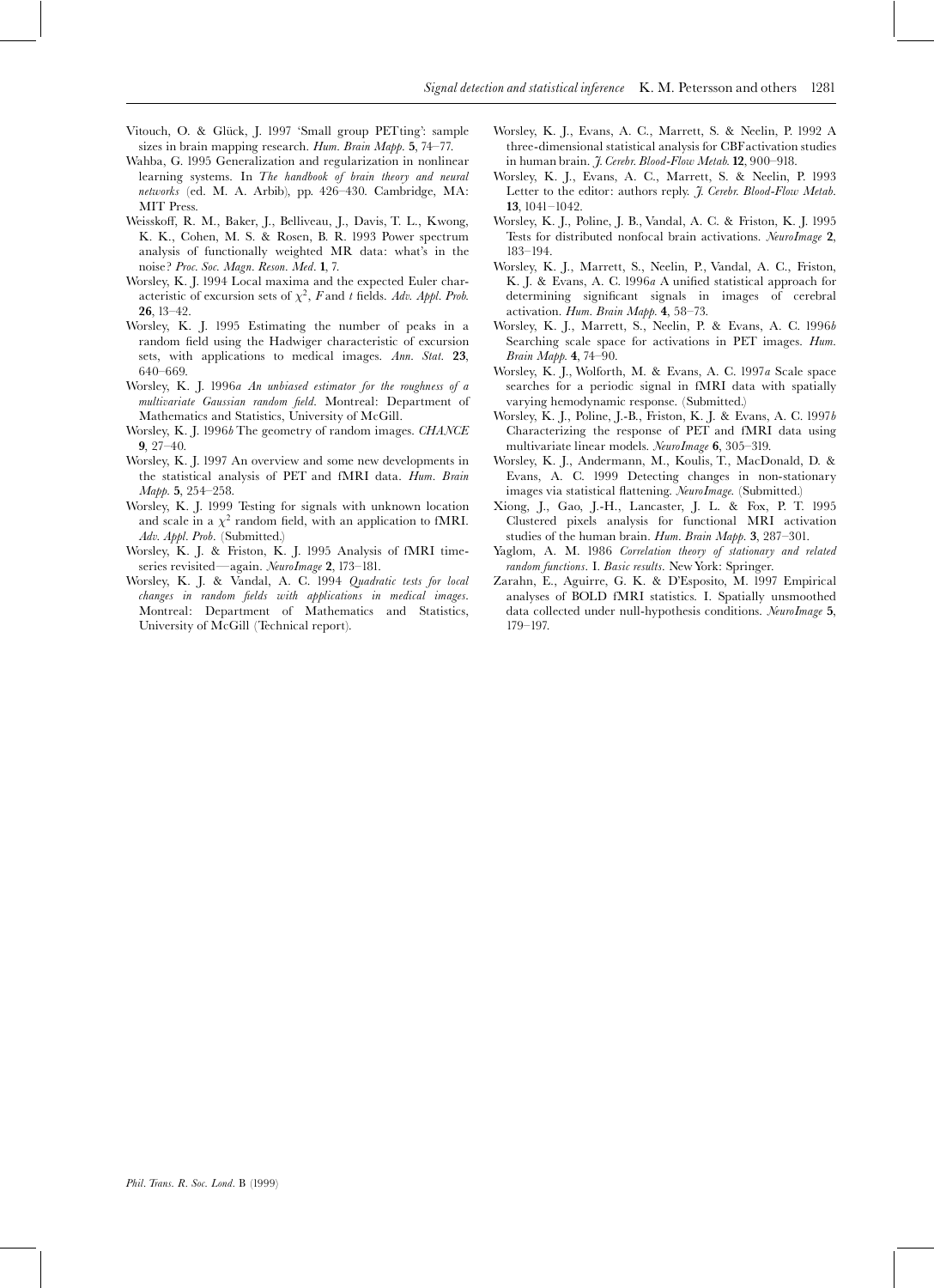Vitouch, O. & Glück, J. 1997 'Small group PETting': sample sizes in brain mapping research. *Hum. Brain Mapp.* **5**, 74–77.

Wahba, G. 1995 Generalization and regularization in nonlinear learning systems. In *The handbook of brain theory and neural networks* (ed. M. A. Arbib), pp. 426–430. Cambridge, MA: MIT Press.

Weisskoff, R. M., Baker, J., Belliveau, J., Davis, T. L., Kwong, K. K., Cohen, M. S. & Rosen, B. R. 1993 Power spectrum analysis of functionally weighted MR data: what's in the noise? *Proc. Soc. Magn. Reson. Med.* **1**, 7.

Worsley, K. J. 1994 Local maxima and the expected Euler characteristic of excursion sets of $\chi^2$, $F$ and $t$ fields. *Adv. Appl. Prob.* **26**, 13–42.

Worsley, K. J. 1995 Estimating the number of peaks in a random field using the Hadwiger characteristic of excursion sets, with applications to medical images. *Ann. Stat.* **23**, 640–669.

Worsley, K. J. 1996*a An unbiased estimator for the roughness of a multivariate Gaussian random field*. Montreal: Department of Mathematics and Statistics, University of McGill.

Worsley, K. J. 1996*b* The geometry of random images. *CHANCE* **9**, 27–40.

Worsley, K. J. 1997 An overview and some new developments in the statistical analysis of PET and fMRI data. *Hum. Brain Mapp.* **5**, 254–258.

Worsley, K. J. 1999 Testing for signals with unknown location and scale in a $\chi^2$ random field, with an application to fMRI. *Adv. Appl. Prob.* (Submitted.)

Worsley, K. J. & Friston, K. J. 1995 Analysis of fMRI time-series revisited—again. *NeuroImage* **2**, 173–181.

Worsley, K. J. & Vandal, A. C. 1994 *Quadratic tests for local changes in random fields with applications in medical images*. Montreal: Department of Mathematics and Statistics, University of McGill (Technical report).

Worsley, K. J., Evans, A. C., Marrett, S. & Neelin, P. 1992 A three-dimensional statistical analysis for CBF activation studies in human brain. *J. Cerebr. Blood-Flow Metab.* **12**, 900–918.

Worsley, K. J., Evans, A. C., Marrett, S. & Neelin, P. 1993 Letter to the editor: authors reply. *J. Cerebr. Blood-Flow Metab.* **13**, 1041–1042.

Worsley, K. J., Poline, J. B., Vandal, A. C. & Friston, K. J. 1995 Tests for distributed nonfocal brain activations. *NeuroImage* **2**, 183–194.

Worsley, K. J., Marrett, S., Neelin, P., Vandal, A. C., Friston, K. J. & Evans, A. C. 1996*a* A unified statistical approach for determining significant signals in images of cerebral activation. *Hum. Brain Mapp.* **4**, 58–73.

Worsley, K. J., Marrett, S., Neelin, P. & Evans, A. C. 1996*b* Searching scale space for activations in PET images. *Hum. Brain Mapp.* **4**, 74–90.

Worsley, K. J., Wolforth, M. & Evans, A. C. 1997*a* Scale space searches for a periodic signal in fMRI data with spatially varying hemodynamic response. (Submitted.)

Worsley, K. J., Poline, J.-B., Friston, K. J. & Evans, A. C. 1997*b* Characterizing the response of PET and fMRI data using multivariate linear models. *NeuroImage* **6**, 305–319.

Worsley, K. J., Andermann, M., Koulis, T., MacDonald, D. & Evans, A. C. 1999 Detecting changes in non-stationary images via statistical flattening. *NeuroImage*. (Submitted.)

Xiong, J., Gao, J.-H., Lancaster, J. L. & Fox, P. T. 1995 Clustered pixels analysis for functional MRI activation studies of the human brain. *Hum. Brain Mapp.* **3**, 287–301.

Yaglom, A. M. 1986 *Correlation theory of stationary and related random functions*. I. *Basic results*. New York: Springer.

Zarahn, E., Aguirre, G. K. & D'Esposito, M. 1997 Empirical analyses of BOLD fMRI statistics. I. Spatially unsmoothed data collected under null-hypothesis conditions. *NeuroImage* **5**, 179–197.